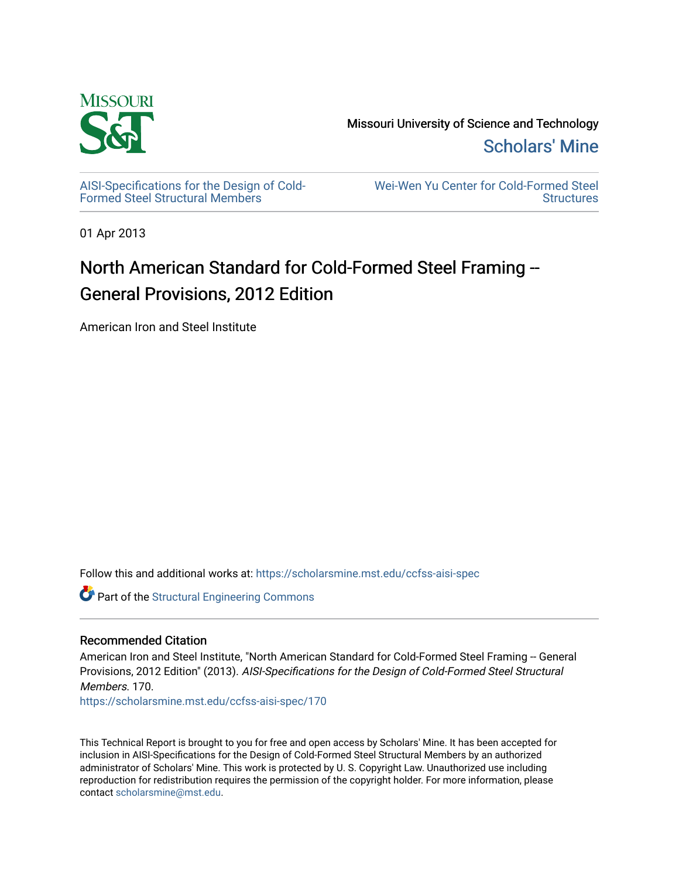Missouri University of Science and Technology

Scholars' Mine

AISI-Specifications for the Design of Cold-Formed Steel Structural Members

Wei-Wen Yu Center for Cold-Formed Steel Structures

01 Apr 2013

# North American Standard for Cold-Formed Steel Framing -- General Provisions, 2012 Edition

American Iron and Steel Institute

Follow this and additional works at: https://scholarsmine.mst.edu/ccfss-aisi-spec

Part of the Structural Engineering Commons

## Recommended Citation

American Iron and Steel Institute, "North American Standard for Cold-Formed Steel Framing -- General Provisions, 2012 Edition" (2013). *AISI-Specifications for the Design of Cold-Formed Steel Structural Members*. 170.

https://scholarsmine.mst.edu/ccfss-aisi-spec/170

This Technical Report is brought to you for free and open access by Scholars' Mine. It has been accepted for inclusion in AISI-Specifications for the Design of Cold-Formed Steel Structural Members by an authorized administrator of Scholars' Mine. This work is protected by U. S. Copyright Law. Unauthorized use including reproduction for redistribution requires the permission of the copyright holder. For more information, please contact scholarsmine@mst.edu.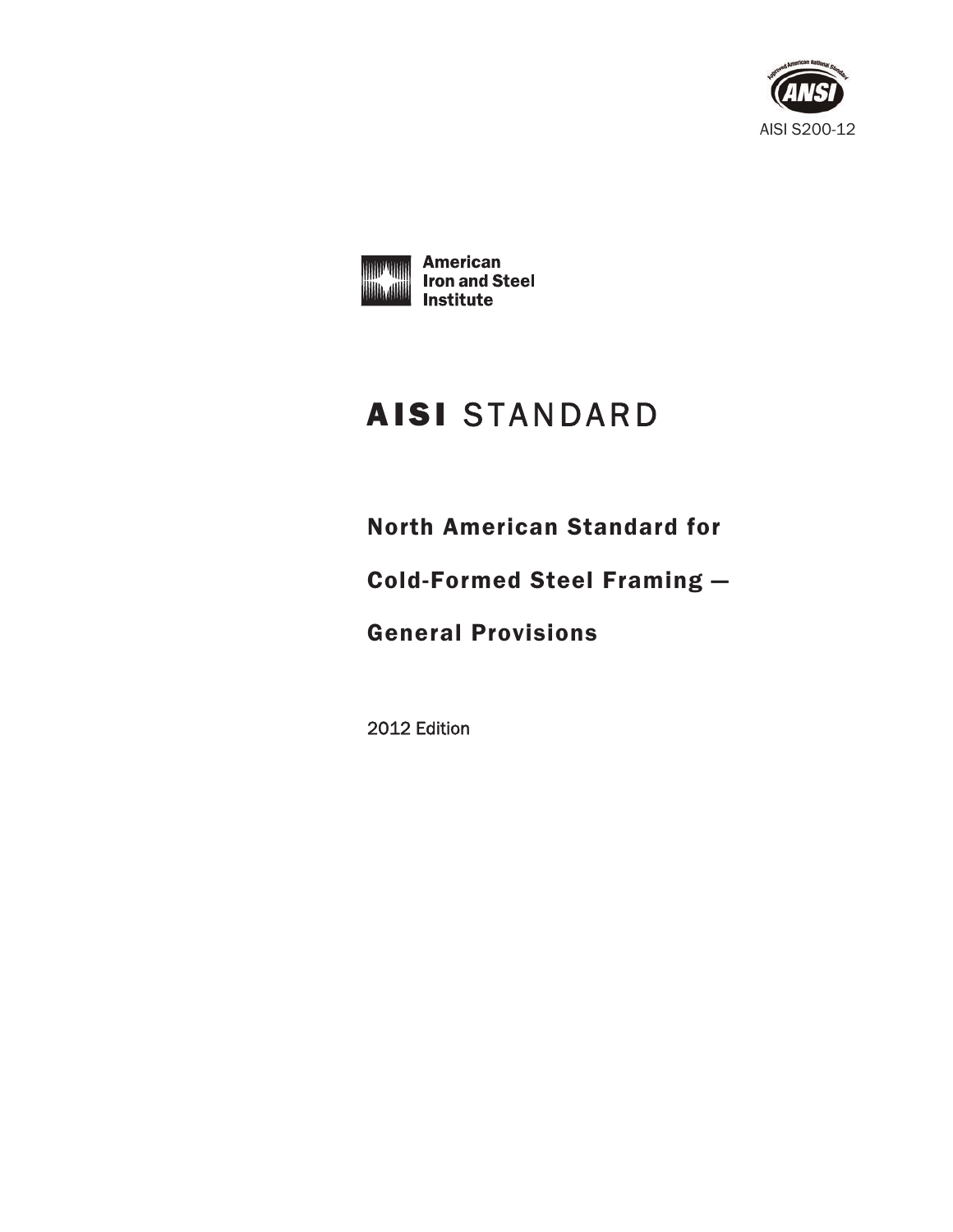AISI S200-12

American Iron and Steel Institute

# AISI STANDARD

## North American Standard for Cold-Formed Steel Framing — General Provisions

2012 Edition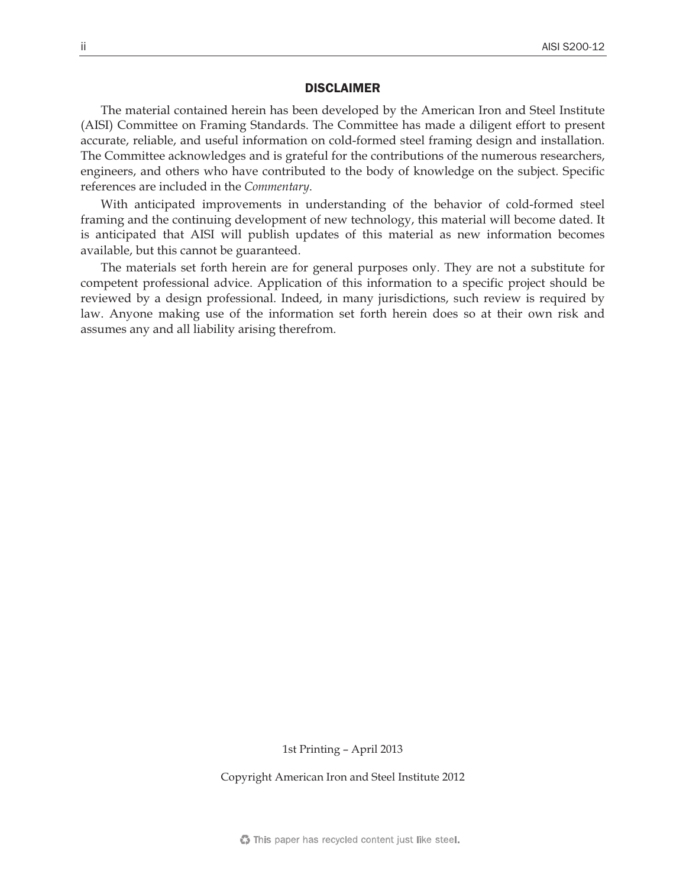## DISCLAIMER

The material contained herein has been developed by the American Iron and Steel Institute (AISI) Committee on Framing Standards. The Committee has made a diligent effort to present accurate, reliable, and useful information on cold-formed steel framing design and installation. The Committee acknowledges and is grateful for the contributions of the numerous researchers, engineers, and others who have contributed to the body of knowledge on the subject. Specific references are included in the *Commentary*.

With anticipated improvements in understanding of the behavior of cold-formed steel framing and the continuing development of new technology, this material will become dated. It is anticipated that AISI will publish updates of this material as new information becomes available, but this cannot be guaranteed.

The materials set forth herein are for general purposes only. They are not a substitute for competent professional advice. Application of this information to a specific project should be reviewed by a design professional. Indeed, in many jurisdictions, such review is required by law. Anyone making use of the information set forth herein does so at their own risk and assumes any and all liability arising therefrom.

1st Printing – April 2013

Copyright American Iron and Steel Institute 2012

This paper has recycled content just like steel.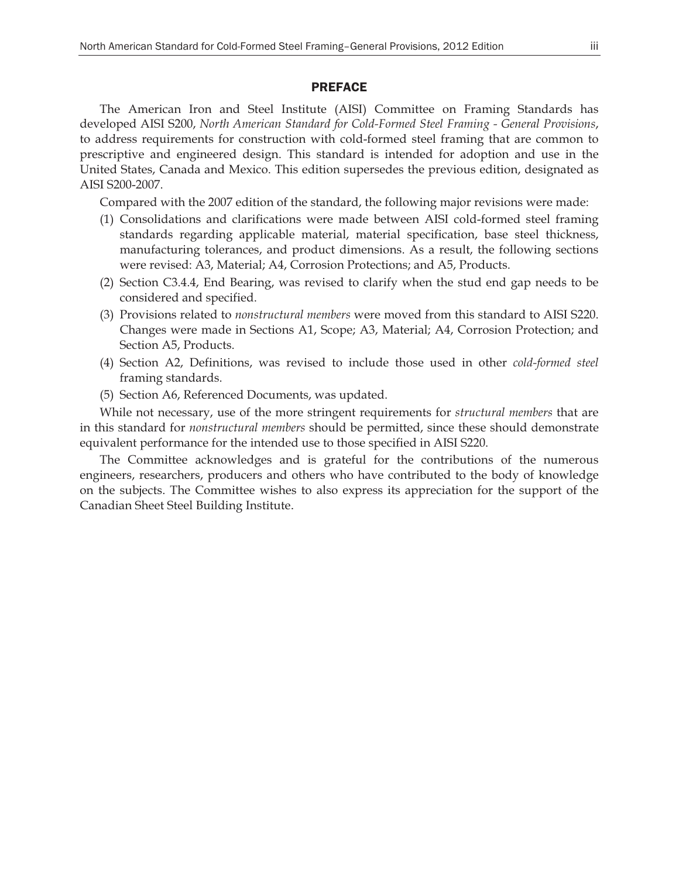## PREFACE

The American Iron and Steel Institute (AISI) Committee on Framing Standards has developed AISI S200, *North American Standard for Cold-Formed Steel Framing - General Provisions*, to address requirements for construction with cold-formed steel framing that are common to prescriptive and engineered design. This standard is intended for adoption and use in the United States, Canada and Mexico. This edition supersedes the previous edition, designated as AISI S200-2007.

Compared with the 2007 edition of the standard, the following major revisions were made:

(1) Consolidations and clarifications were made between AISI cold-formed steel framing standards regarding applicable material, material specification, base steel thickness, manufacturing tolerances, and product dimensions. As a result, the following sections were revised: A3, Material; A4, Corrosion Protections; and A5, Products.

(2) Section C3.4.4, End Bearing, was revised to clarify when the stud end gap needs to be considered and specified.

(3) Provisions related to *nonstructural members* were moved from this standard to AISI S220. Changes were made in Sections A1, Scope; A3, Material; A4, Corrosion Protection; and Section A5, Products.

(4) Section A2, Definitions, was revised to include those used in other *cold-formed steel* framing standards.

(5) Section A6, Referenced Documents, was updated.

While not necessary, use of the more stringent requirements for *structural members* that are in this standard for *nonstructural members* should be permitted, since these should demonstrate equivalent performance for the intended use to those specified in AISI S220.

The Committee acknowledges and is grateful for the contributions of the numerous engineers, researchers, producers and others who have contributed to the body of knowledge on the subjects. The Committee wishes to also express its appreciation for the support of the Canadian Sheet Steel Building Institute.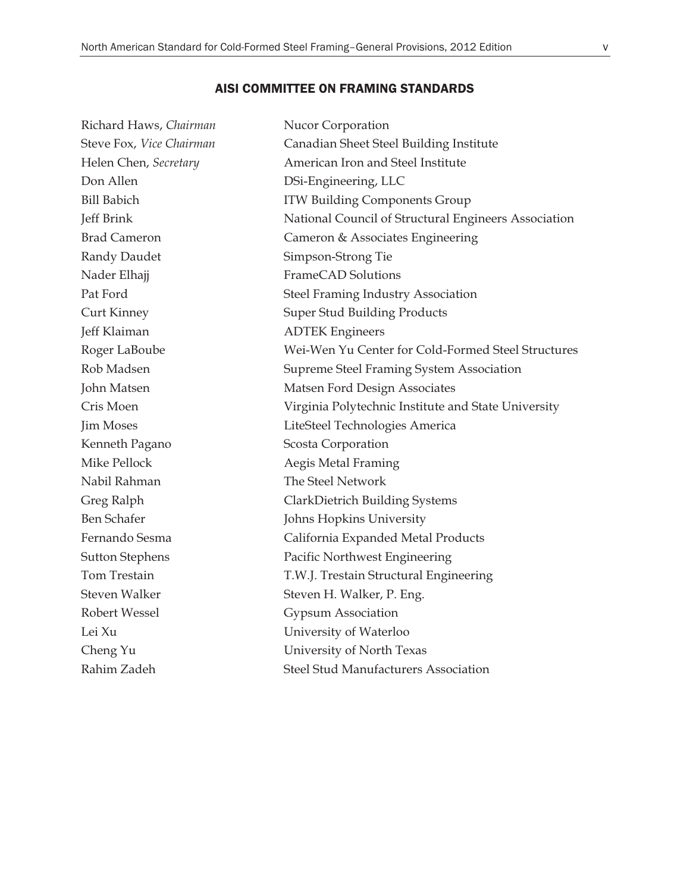## AISI COMMITTEE ON FRAMING STANDARDS

| | |
|---|---|
| Richard Haws, *Chairman* | Nucor Corporation |
| Steve Fox, *Vice Chairman* | Canadian Sheet Steel Building Institute |
| Helen Chen, *Secretary* | American Iron and Steel Institute |
| Don Allen | DSi-Engineering, LLC |
| Bill Babich | ITW Building Components Group |
| Jeff Brink | National Council of Structural Engineers Association |
| Brad Cameron | Cameron & Associates Engineering |
| Randy Daudet | Simpson-Strong Tie |
| Nader Elhajj | FrameCAD Solutions |
| Pat Ford | Steel Framing Industry Association |
| Curt Kinney | Super Stud Building Products |
| Jeff Klaiman | ADTEK Engineers |
| Roger LaBoube | Wei-Wen Yu Center for Cold-Formed Steel Structures |
| Rob Madsen | Supreme Steel Framing System Association |
| John Matsen | Matsen Ford Design Associates |
| Cris Moen | Virginia Polytechnic Institute and State University |
| Jim Moses | LiteSteel Technologies America |
| Kenneth Pagano | Scosta Corporation |
| Mike Pellock | Aegis Metal Framing |
| Nabil Rahman | The Steel Network |
| Greg Ralph | ClarkDietrich Building Systems |
| Ben Schafer | Johns Hopkins University |
| Fernando Sesma | California Expanded Metal Products |
| Sutton Stephens | Pacific Northwest Engineering |
| Tom Trestain | T.W.J. Trestain Structural Engineering |
| Steven Walker | Steven H. Walker, P. Eng. |
| Robert Wessel | Gypsum Association |
| Lei Xu | University of Waterloo |
| Cheng Yu | University of North Texas |
| Rahim Zadeh | Steel Stud Manufacturers Association |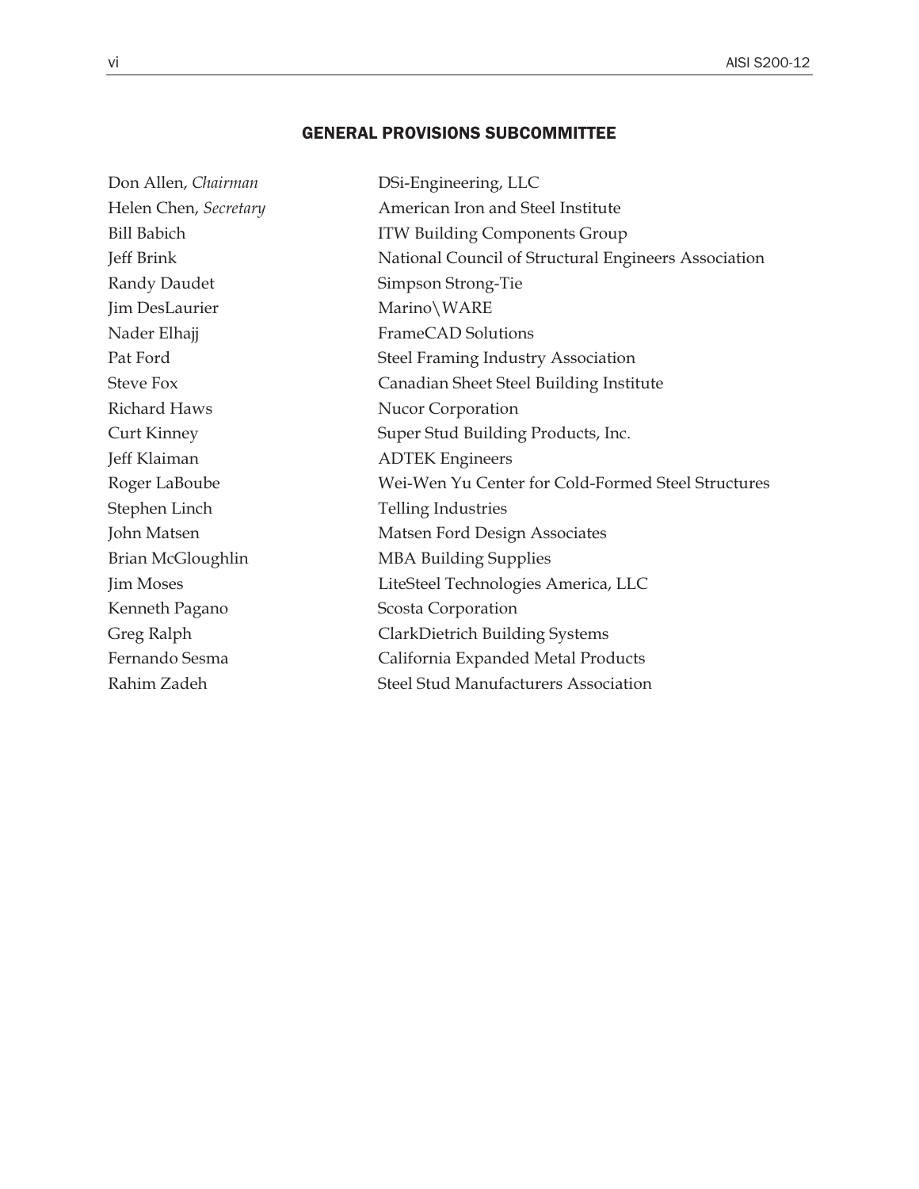## GENERAL PROVISIONS SUBCOMMITTEE

| | |
|---|---|
| Don Allen, *Chairman* | DSi-Engineering, LLC |
| Helen Chen, *Secretary* | American Iron and Steel Institute |
| Bill Babich | ITW Building Components Group |
| Jeff Brink | National Council of Structural Engineers Association |
| Randy Daudet | Simpson Strong-Tie |
| Jim DesLaurier | Marino\WARE |
| Nader Elhajj | FrameCAD Solutions |
| Pat Ford | Steel Framing Industry Association |
| Steve Fox | Canadian Sheet Steel Building Institute |
| Richard Haws | Nucor Corporation |
| Curt Kinney | Super Stud Building Products, Inc. |
| Jeff Klaiman | ADTEK Engineers |
| Roger LaBoube | Wei-Wen Yu Center for Cold-Formed Steel Structures |
| Stephen Linch | Telling Industries |
| John Matsen | Matsen Ford Design Associates |
| Brian McGloughlin | MBA Building Supplies |
| Jim Moses | LiteSteel Technologies America, LLC |
| Kenneth Pagano | Scosta Corporation |
| Greg Ralph | ClarkDietrich Building Systems |
| Fernando Sesma | California Expanded Metal Products |
| Rahim Zadeh | Steel Stud Manufacturers Association |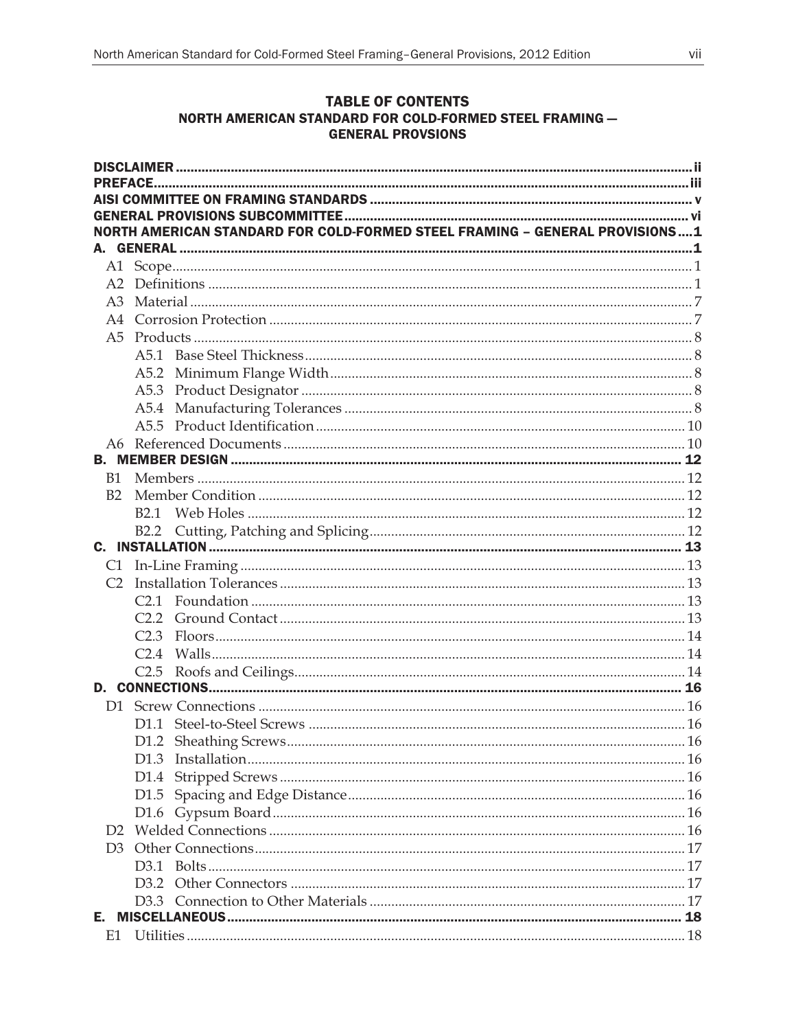# TABLE OF CONTENTS
## NORTH AMERICAN STANDARD FOR COLD-FORMED STEEL FRAMING — GENERAL PROVSIONS

**DISCLAIMER** .......... ii
**PREFACE** .......... iii
**AISI COMMITTEE ON FRAMING STANDARDS** .......... v
**GENERAL PROVISIONS SUBCOMMITTEE** .......... vi
**NORTH AMERICAN STANDARD FOR COLD-FORMED STEEL FRAMING – GENERAL PROVISIONS** .......... 1
**A. GENERAL** .......... 1
- A1 Scope .......... 1
- A2 Definitions .......... 1
- A3 Material .......... 7
- A4 Corrosion Protection .......... 7
- A5 Products .......... 8
  - A5.1 Base Steel Thickness .......... 8
  - A5.2 Minimum Flange Width .......... 8
  - A5.3 Product Designator .......... 8
  - A5.4 Manufacturing Tolerances .......... 8
  - A5.5 Product Identification .......... 10
- A6 Referenced Documents .......... 10

**B. MEMBER DESIGN** .......... 12
- B1 Members .......... 12
- B2 Member Condition .......... 12
  - B2.1 Web Holes .......... 12
  - B2.2 Cutting, Patching and Splicing .......... 12

**C. INSTALLATION** .......... 13
- C1 In-Line Framing .......... 13
- C2 Installation Tolerances .......... 13
  - C2.1 Foundation .......... 13
  - C2.2 Ground Contact .......... 13
  - C2.3 Floors .......... 14
  - C2.4 Walls .......... 14
  - C2.5 Roofs and Ceilings .......... 14

**D. CONNECTIONS** .......... 16
- D1 Screw Connections .......... 16
  - D1.1 Steel-to-Steel Screws .......... 16
  - D1.2 Sheathing Screws .......... 16
  - D1.3 Installation .......... 16
  - D1.4 Stripped Screws .......... 16
  - D1.5 Spacing and Edge Distance .......... 16
  - D1.6 Gypsum Board .......... 16
- D2 Welded Connections .......... 16
- D3 Other Connections .......... 17
  - D3.1 Bolts .......... 17
  - D3.2 Other Connectors .......... 17
  - D3.3 Connection to Other Materials .......... 17

**E. MISCELLANEOUS** .......... 18
- E1 Utilities .......... 18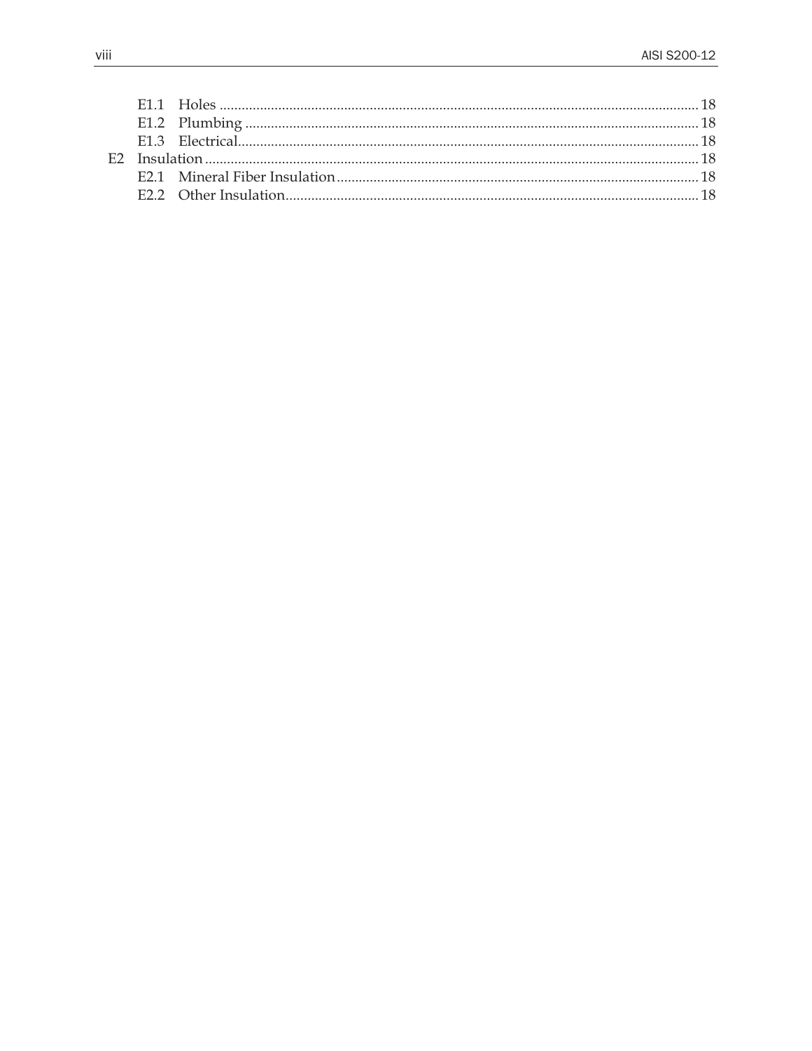E1.1 Holes ........................................................................................................................ 18

E1.2 Plumbing ..................................................................................................................... 18

E1.3 Electrical ...................................................................................................................... 18

E2 Insulation ........................................................................................................................... 18

E2.1 Mineral Fiber Insulation ............................................................................................. 18

E2.2 Other Insulation .......................................................................................................... 18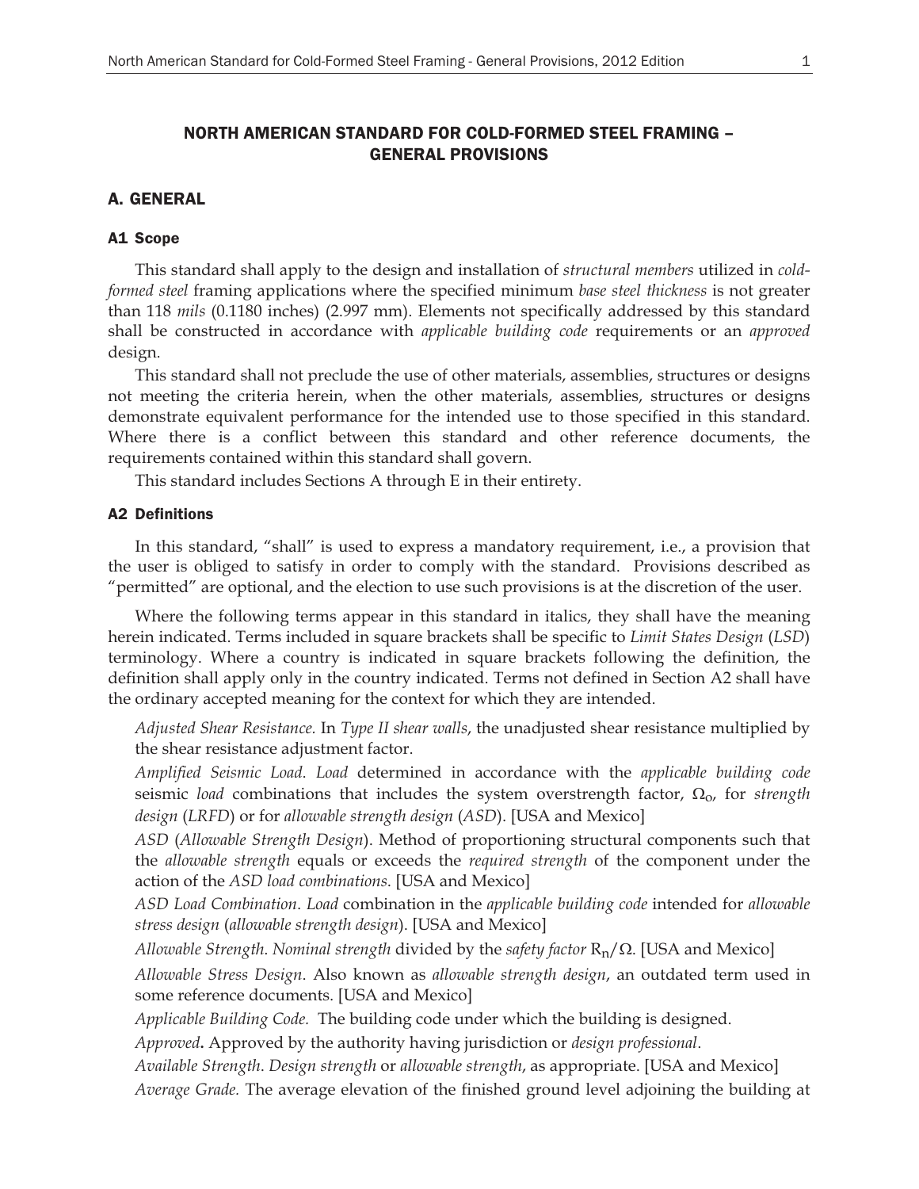# NORTH AMERICAN STANDARD FOR COLD-FORMED STEEL FRAMING – GENERAL PROVISIONS

## A. GENERAL

### A1 Scope

This standard shall apply to the design and installation of *structural members* utilized in *cold-formed steel* framing applications where the specified minimum *base steel thickness* is not greater than 118 *mils* (0.1180 inches) (2.997 mm). Elements not specifically addressed by this standard shall be constructed in accordance with *applicable building code* requirements or an *approved* design.

This standard shall not preclude the use of other materials, assemblies, structures or designs not meeting the criteria herein, when the other materials, assemblies, structures or designs demonstrate equivalent performance for the intended use to those specified in this standard. Where there is a conflict between this standard and other reference documents, the requirements contained within this standard shall govern.

This standard includes Sections A through E in their entirety.

### A2 Definitions

In this standard, "shall" is used to express a mandatory requirement, i.e., a provision that the user is obliged to satisfy in order to comply with the standard. Provisions described as "permitted" are optional, and the election to use such provisions is at the discretion of the user.

Where the following terms appear in this standard in italics, they shall have the meaning herein indicated. Terms included in square brackets shall be specific to *Limit States Design* (*LSD*) terminology. Where a country is indicated in square brackets following the definition, the definition shall apply only in the country indicated. Terms not defined in Section A2 shall have the ordinary accepted meaning for the context for which they are intended.

*Adjusted Shear Resistance.* In *Type II shear walls*, the unadjusted shear resistance multiplied by the shear resistance adjustment factor.

*Amplified Seismic Load. Load* determined in accordance with the *applicable building code* seismic *load* combinations that includes the system overstrength factor, $\Omega_o$, for *strength design* (*LRFD*) or for *allowable strength design* (*ASD*). [USA and Mexico]

*ASD* (*Allowable Strength Design*). Method of proportioning structural components such that the *allowable strength* equals or exceeds the *required strength* of the component under the action of the *ASD load combinations*. [USA and Mexico]

*ASD Load Combination. Load* combination in the *applicable building code* intended for *allowable stress design* (*allowable strength design*). [USA and Mexico]

*Allowable Strength. Nominal strength* divided by the *safety factor* $R_n/\Omega$. [USA and Mexico]

*Allowable Stress Design.* Also known as *allowable strength design*, an outdated term used in some reference documents. [USA and Mexico]

*Applicable Building Code.* The building code under which the building is designed.

*Approved***.** Approved by the authority having jurisdiction or *design professional*.

*Available Strength. Design strength* or *allowable strength*, as appropriate. [USA and Mexico]

*Average Grade.* The average elevation of the finished ground level adjoining the building at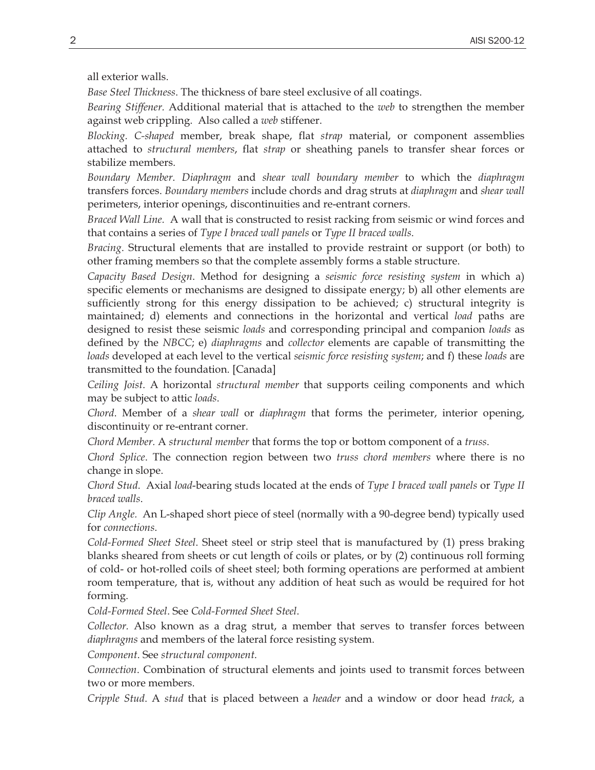all exterior walls.

*Base Steel Thickness*. The thickness of bare steel exclusive of all coatings.

*Bearing Stiffener.* Additional material that is attached to the *web* to strengthen the member against web crippling. Also called a *web* stiffener.

*Blocking. C-shaped* member, break shape, flat *strap* material, or component assemblies attached to *structural members*, flat *strap* or sheathing panels to transfer shear forces or stabilize members.

*Boundary Member*. *Diaphragm* and *shear wall boundary member* to which the *diaphragm* transfers forces. *Boundary members* include chords and drag struts at *diaphragm* and *shear wall* perimeters, interior openings, discontinuities and re-entrant corners.

*Braced Wall Line.* A wall that is constructed to resist racking from seismic or wind forces and that contains a series of *Type I braced wall panels* or *Type II braced walls*.

*Bracing*. Structural elements that are installed to provide restraint or support (or both) to other framing members so that the complete assembly forms a stable structure.

*Capacity Based Design*. Method for designing a *seismic force resisting system* in which a) specific elements or mechanisms are designed to dissipate energy; b) all other elements are sufficiently strong for this energy dissipation to be achieved; c) structural integrity is maintained; d) elements and connections in the horizontal and vertical *load* paths are designed to resist these seismic *loads* and corresponding principal and companion *loads* as defined by the *NBCC*; e) *diaphragms* and *collector* elements are capable of transmitting the *loads* developed at each level to the vertical *seismic force resisting system*; and f) these *loads* are transmitted to the foundation. [Canada]

*Ceiling Joist*. A horizontal *structural member* that supports ceiling components and which may be subject to attic *loads*.

*Chord*. Member of a *shear wall* or *diaphragm* that forms the perimeter, interior opening, discontinuity or re-entrant corner.

*Chord Member.* A *structural member* that forms the top or bottom component of a *truss*.

*Chord Splice*. The connection region between two *truss chord members* where there is no change in slope.

*Chord Stud*. Axial *load*-bearing studs located at the ends of *Type I braced wall panels* or *Type II braced walls*.

*Clip Angle*. An L-shaped short piece of steel (normally with a 90-degree bend) typically used for *connections*.

*Cold-Formed Sheet Steel*. Sheet steel or strip steel that is manufactured by (1) press braking blanks sheared from sheets or cut length of coils or plates, or by (2) continuous roll forming of cold- or hot-rolled coils of sheet steel; both forming operations are performed at ambient room temperature, that is, without any addition of heat such as would be required for hot forming.

*Cold-Formed Steel*. See *Cold-Formed Sheet Steel*.

*Collector.* Also known as a drag strut, a member that serves to transfer forces between *diaphragms* and members of the lateral force resisting system.

*Component*. See *structural component*.

*Connection*. Combination of structural elements and joints used to transmit forces between two or more members.

*Cripple Stud*. A *stud* that is placed between a *header* and a window or door head *track*, a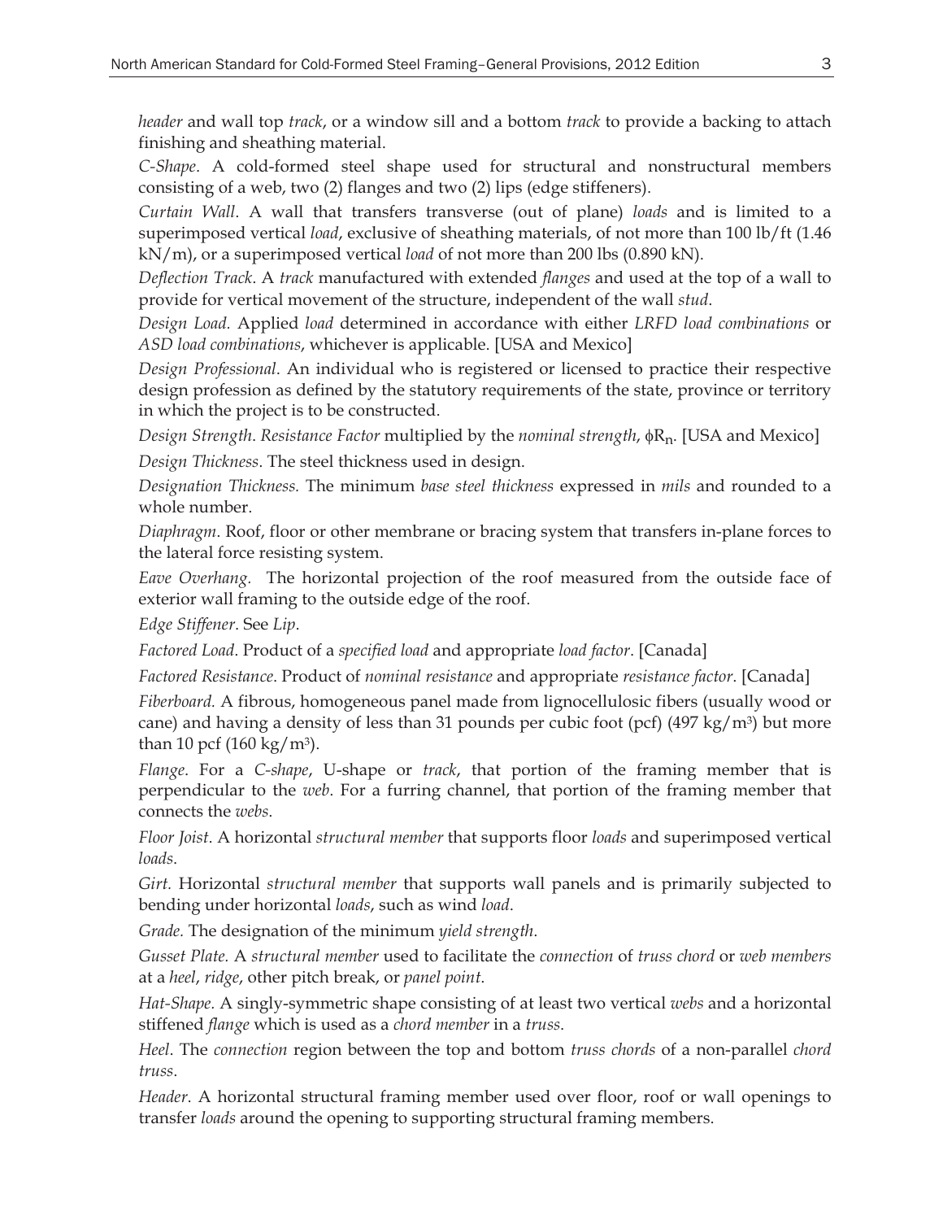*header* and wall top *track*, or a window sill and a bottom *track* to provide a backing to attach finishing and sheathing material.

*C-Shape*. A cold-formed steel shape used for structural and nonstructural members consisting of a web, two (2) flanges and two (2) lips (edge stiffeners).

*Curtain Wall*. A wall that transfers transverse (out of plane) *loads* and is limited to a superimposed vertical *load*, exclusive of sheathing materials, of not more than 100 lb/ft (1.46 kN/m), or a superimposed vertical *load* of not more than 200 lbs (0.890 kN).

*Deflection Track*. A *track* manufactured with extended *flanges* and used at the top of a wall to provide for vertical movement of the structure, independent of the wall *stud*.

*Design Load.* Applied *load* determined in accordance with either *LRFD load combinations* or *ASD load combinations*, whichever is applicable. [USA and Mexico]

*Design Professional*. An individual who is registered or licensed to practice their respective design profession as defined by the statutory requirements of the state, province or territory in which the project is to be constructed.

*Design Strength*. *Resistance Factor* multiplied by the *nominal strength*, $\phi R_n$. [USA and Mexico]

*Design Thickness*. The steel thickness used in design.

*Designation Thickness.* The minimum *base steel thickness* expressed in *mils* and rounded to a whole number.

*Diaphragm*. Roof, floor or other membrane or bracing system that transfers in-plane forces to the lateral force resisting system.

*Eave Overhang*. The horizontal projection of the roof measured from the outside face of exterior wall framing to the outside edge of the roof.

*Edge Stiffener*. See *Lip*.

*Factored Load*. Product of a *specified load* and appropriate *load factor*. [Canada]

*Factored Resistance*. Product of *nominal resistance* and appropriate *resistance factor*. [Canada]

*Fiberboard.* A fibrous, homogeneous panel made from lignocellulosic fibers (usually wood or cane) and having a density of less than 31 pounds per cubic foot (pcf) (497 kg/m$^3$) but more than 10 pcf (160 kg/m$^3$).

*Flange.* For a *C-shape*, U-shape or *track*, that portion of the framing member that is perpendicular to the *web*. For a furring channel, that portion of the framing member that connects the *webs*.

*Floor Joist*. A horizontal *structural member* that supports floor *loads* and superimposed vertical *loads*.

*Girt.* Horizontal *structural member* that supports wall panels and is primarily subjected to bending under horizontal *loads*, such as wind *load*.

*Grade.* The designation of the minimum *yield strength*.

*Gusset Plate.* A *structural member* used to facilitate the *connection* of *truss chord* or *web members* at a *heel*, *ridge*, other pitch break, or *panel point*.

*Hat-Shape.* A singly-symmetric shape consisting of at least two vertical *webs* and a horizontal stiffened *flange* which is used as a *chord member* in a *truss*.

*Heel*. The *connection* region between the top and bottom *truss chords* of a non-parallel *chord truss*.

*Header*. A horizontal structural framing member used over floor, roof or wall openings to transfer *loads* around the opening to supporting structural framing members.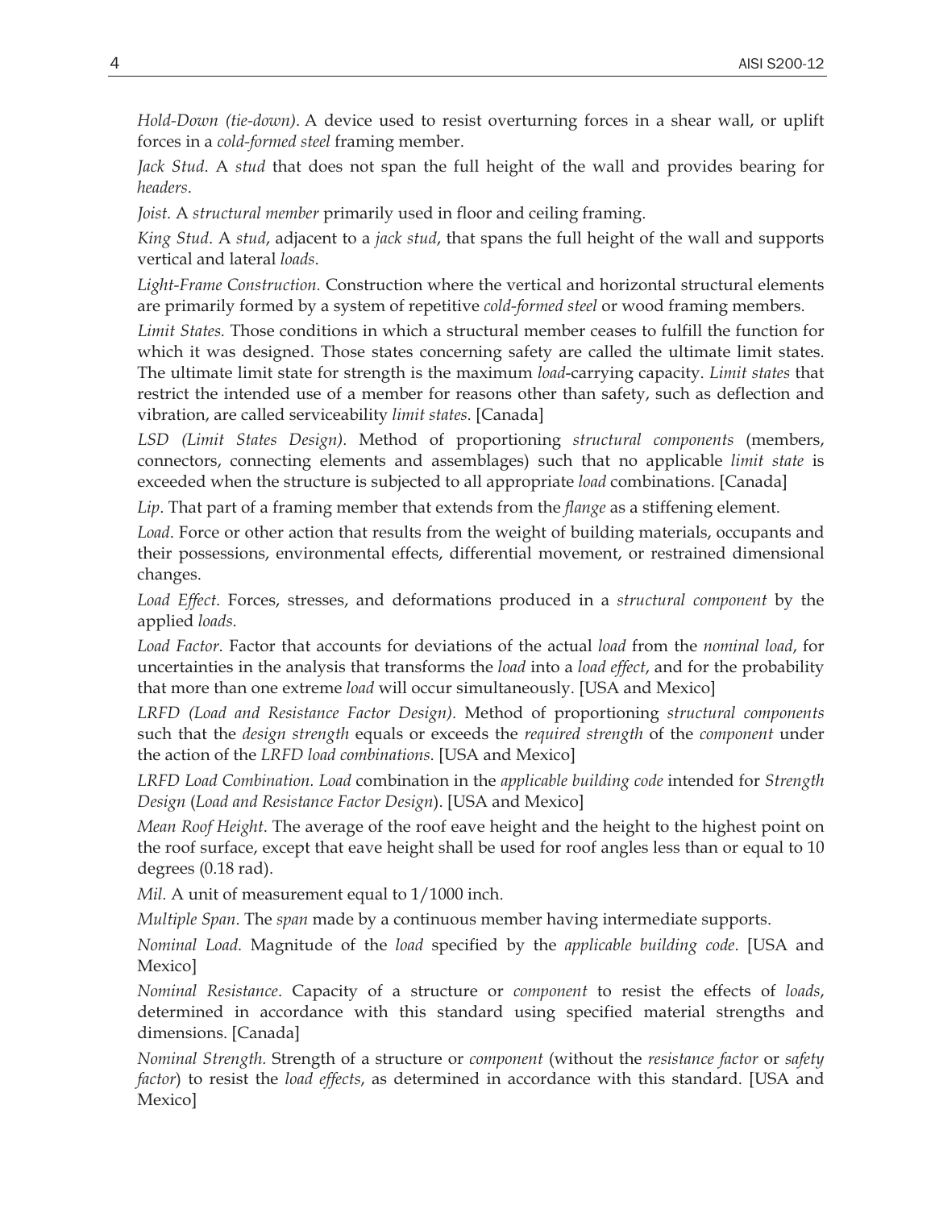*Hold-Down (tie-down)*. A device used to resist overturning forces in a shear wall, or uplift forces in a *cold-formed steel* framing member.

*Jack Stud*. A *stud* that does not span the full height of the wall and provides bearing for *headers*.

*Joist.* A *structural member* primarily used in floor and ceiling framing.

*King Stud*. A *stud*, adjacent to a *jack stud*, that spans the full height of the wall and supports vertical and lateral *loads*.

*Light-Frame Construction.* Construction where the vertical and horizontal structural elements are primarily formed by a system of repetitive *cold-formed steel* or wood framing members.

*Limit States.* Those conditions in which a structural member ceases to fulfill the function for which it was designed. Those states concerning safety are called the ultimate limit states. The ultimate limit state for strength is the maximum *load*-carrying capacity. *Limit states* that restrict the intended use of a member for reasons other than safety, such as deflection and vibration, are called serviceability *limit states.* [Canada]

*LSD (Limit States Design).* Method of proportioning *structural components* (members, connectors, connecting elements and assemblages) such that no applicable *limit state* is exceeded when the structure is subjected to all appropriate *load* combinations. [Canada]

*Lip*. That part of a framing member that extends from the *flange* as a stiffening element.

*Load*. Force or other action that results from the weight of building materials, occupants and their possessions, environmental effects, differential movement, or restrained dimensional changes.

*Load Effect*. Forces, stresses, and deformations produced in a *structural component* by the applied *loads*.

*Load Factor*. Factor that accounts for deviations of the actual *load* from the *nominal load*, for uncertainties in the analysis that transforms the *load* into a *load effect*, and for the probability that more than one extreme *load* will occur simultaneously. [USA and Mexico]

*LRFD (Load and Resistance Factor Design).* Method of proportioning *structural components* such that the *design strength* equals or exceeds the *required strength* of the *component* under the action of the *LRFD load combinations*. [USA and Mexico]

*LRFD Load Combination. Load* combination in the *applicable building code* intended for *Strength Design* (*Load and Resistance Factor Design*). [USA and Mexico]

*Mean Roof Height*. The average of the roof eave height and the height to the highest point on the roof surface, except that eave height shall be used for roof angles less than or equal to 10 degrees (0.18 rad).

*Mil.* A unit of measurement equal to 1/1000 inch.

*Multiple Span*. The *span* made by a continuous member having intermediate supports.

*Nominal Load.* Magnitude of the *load* specified by the *applicable building code*. [USA and Mexico]

*Nominal Resistance*. Capacity of a structure or *component* to resist the effects of *loads*, determined in accordance with this standard using specified material strengths and dimensions. [Canada]

*Nominal Strength.* Strength of a structure or *component* (without the *resistance factor* or *safety factor*) to resist the *load effects*, as determined in accordance with this standard. [USA and Mexico]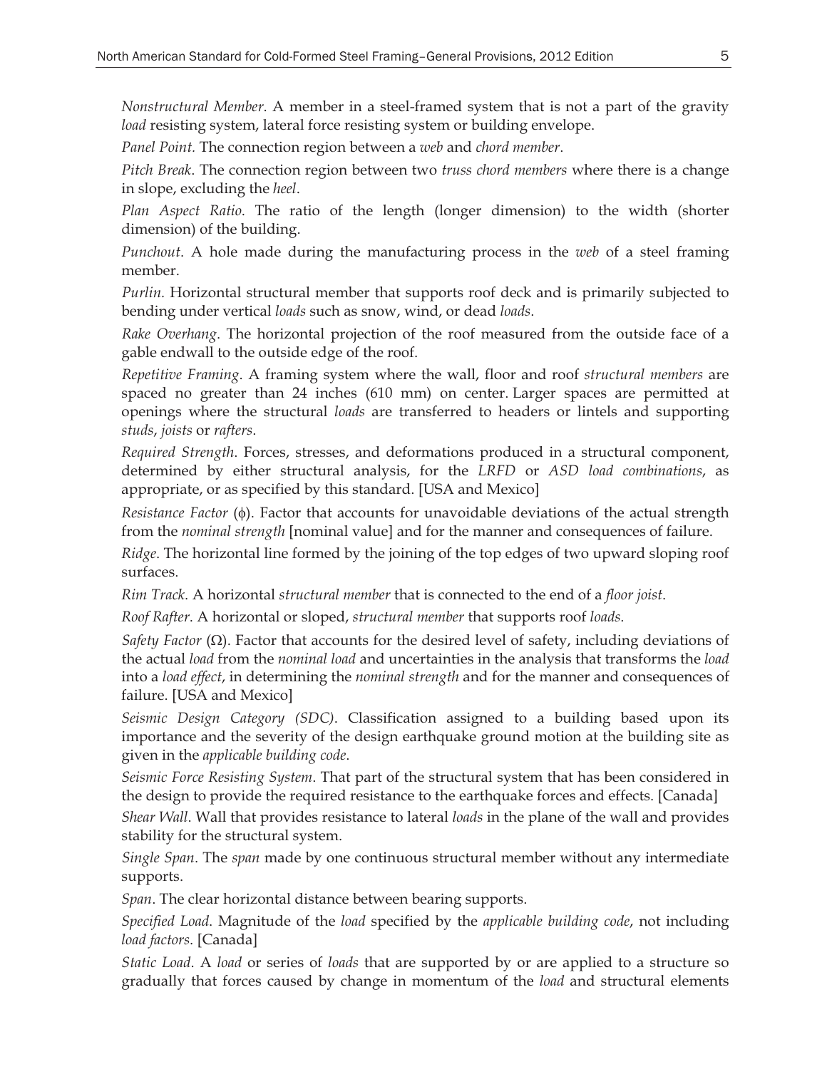*Nonstructural Member*. A member in a steel-framed system that is not a part of the gravity *load* resisting system, lateral force resisting system or building envelope.

*Panel Point*. The connection region between a *web* and *chord member*.

*Pitch Break*. The connection region between two *truss chord members* where there is a change in slope, excluding the *heel*.

*Plan Aspect Ratio*. The ratio of the length (longer dimension) to the width (shorter dimension) of the building.

*Punchout*. A hole made during the manufacturing process in the *web* of a steel framing member.

*Purlin*. Horizontal structural member that supports roof deck and is primarily subjected to bending under vertical *loads* such as snow, wind, or dead *loads*.

*Rake Overhang*. The horizontal projection of the roof measured from the outside face of a gable endwall to the outside edge of the roof.

*Repetitive Framing*. A framing system where the wall, floor and roof *structural members* are spaced no greater than 24 inches (610 mm) on center. Larger spaces are permitted at openings where the structural *loads* are transferred to headers or lintels and supporting *studs*, *joists* or *rafters*.

*Required Strength*. Forces, stresses, and deformations produced in a structural component, determined by either structural analysis, for the *LRFD* or *ASD load combinations*, as appropriate, or as specified by this standard. [USA and Mexico]

*Resistance Factor* ($\phi$). Factor that accounts for unavoidable deviations of the actual strength from the *nominal strength* [nominal value] and for the manner and consequences of failure.

*Ridge*. The horizontal line formed by the joining of the top edges of two upward sloping roof surfaces.

*Rim Track*. A horizontal *structural member* that is connected to the end of a *floor joist*.

*Roof Rafter*. A horizontal or sloped, *structural member* that supports roof *loads*.

*Safety Factor* ($\Omega$). Factor that accounts for the desired level of safety, including deviations of the actual *load* from the *nominal load* and uncertainties in the analysis that transforms the *load* into a *load effect*, in determining the *nominal strength* and for the manner and consequences of failure. [USA and Mexico]

*Seismic Design Category (SDC)*. Classification assigned to a building based upon its importance and the severity of the design earthquake ground motion at the building site as given in the *applicable building code*.

*Seismic Force Resisting System*. That part of the structural system that has been considered in the design to provide the required resistance to the earthquake forces and effects. [Canada]

*Shear Wall*. Wall that provides resistance to lateral *loads* in the plane of the wall and provides stability for the structural system.

*Single Span*. The *span* made by one continuous structural member without any intermediate supports.

*Span*. The clear horizontal distance between bearing supports.

*Specified Load*. Magnitude of the *load* specified by the *applicable building code*, not including *load factors*. [Canada]

*Static Load*. A *load* or series of *loads* that are supported by or are applied to a structure so gradually that forces caused by change in momentum of the *load* and structural elements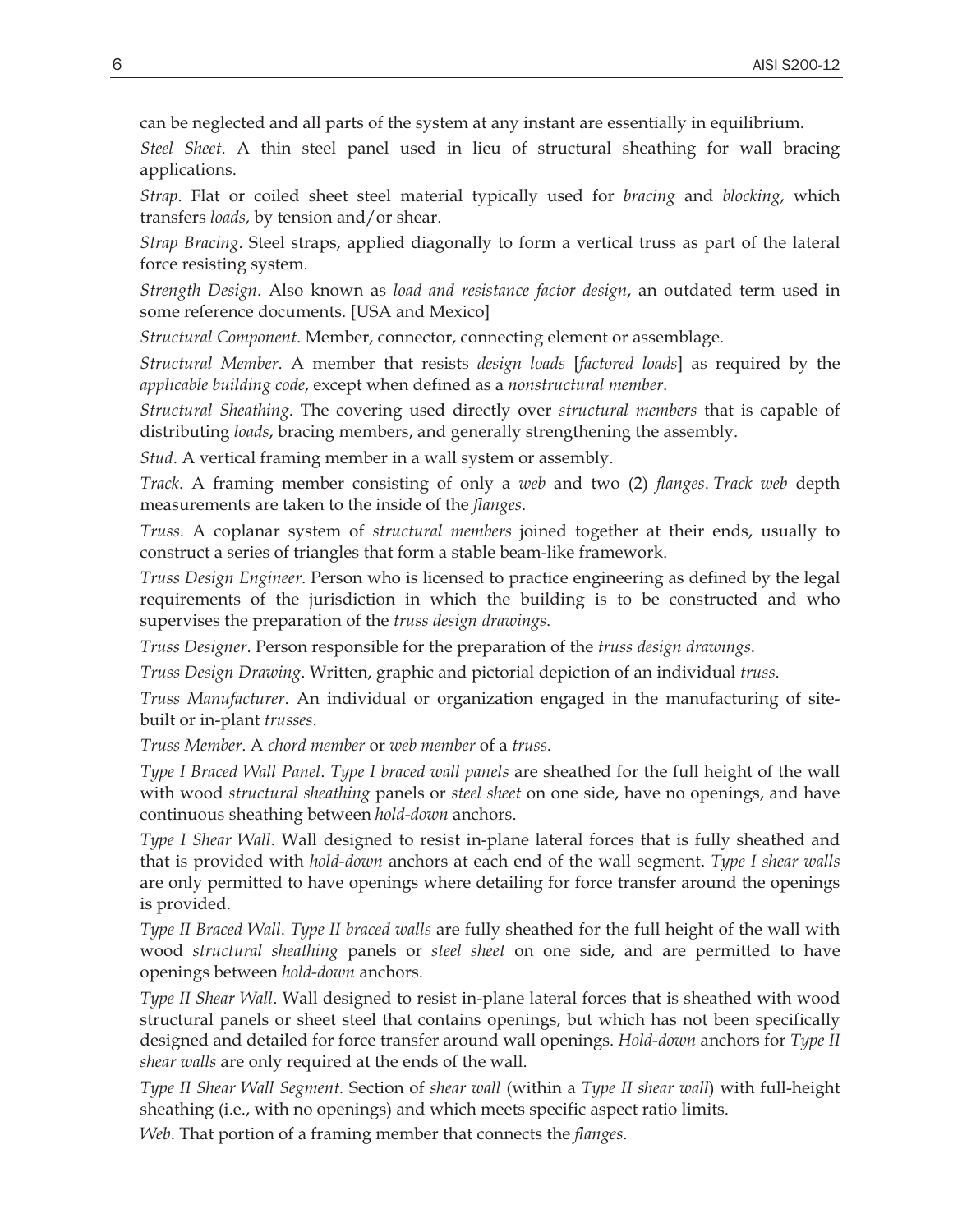can be neglected and all parts of the system at any instant are essentially in equilibrium.

*Steel Sheet*. A thin steel panel used in lieu of structural sheathing for wall bracing applications.

*Strap*. Flat or coiled sheet steel material typically used for *bracing* and *blocking*, which transfers *loads*, by tension and/or shear.

*Strap Bracing*. Steel straps, applied diagonally to form a vertical truss as part of the lateral force resisting system.

*Strength Design*. Also known as *load and resistance factor design*, an outdated term used in some reference documents. [USA and Mexico]

*Structural Component*. Member, connector, connecting element or assemblage.

*Structural Member*. A member that resists *design loads* [*factored loads*] as required by the *applicable building code*, except when defined as a *nonstructural member*.

*Structural Sheathing*. The covering used directly over *structural members* that is capable of distributing *loads*, bracing members, and generally strengthening the assembly.

*Stud*. A vertical framing member in a wall system or assembly.

*Track*. A framing member consisting of only a *web* and two (2) *flanges*. *Track web* depth measurements are taken to the inside of the *flanges*.

*Truss*. A coplanar system of *structural members* joined together at their ends, usually to construct a series of triangles that form a stable beam-like framework.

*Truss Design Engineer*. Person who is licensed to practice engineering as defined by the legal requirements of the jurisdiction in which the building is to be constructed and who supervises the preparation of the *truss design drawings*.

*Truss Designer*. Person responsible for the preparation of the *truss design drawings*.

*Truss Design Drawing*. Written, graphic and pictorial depiction of an individual *truss*.

*Truss Manufacturer*. An individual or organization engaged in the manufacturing of site-built or in-plant *trusses*.

*Truss Member*. A *chord member* or *web member* of a *truss*.

*Type I Braced Wall Panel*. *Type I braced wall panels* are sheathed for the full height of the wall with wood *structural sheathing* panels or *steel sheet* on one side, have no openings, and have continuous sheathing between *hold-down* anchors.

*Type I Shear Wall*. Wall designed to resist in-plane lateral forces that is fully sheathed and that is provided with *hold-down* anchors at each end of the wall segment. *Type I shear walls* are only permitted to have openings where detailing for force transfer around the openings is provided.

*Type II Braced Wall*. *Type II braced walls* are fully sheathed for the full height of the wall with wood *structural sheathing* panels or *steel sheet* on one side, and are permitted to have openings between *hold-down* anchors.

*Type II Shear Wall*. Wall designed to resist in-plane lateral forces that is sheathed with wood structural panels or sheet steel that contains openings, but which has not been specifically designed and detailed for force transfer around wall openings. *Hold-down* anchors for *Type II shear walls* are only required at the ends of the wall.

*Type II Shear Wall Segment*. Section of *shear wall* (within a *Type II shear wall*) with full-height sheathing (i.e., with no openings) and which meets specific aspect ratio limits.

*Web*. That portion of a framing member that connects the *flanges*.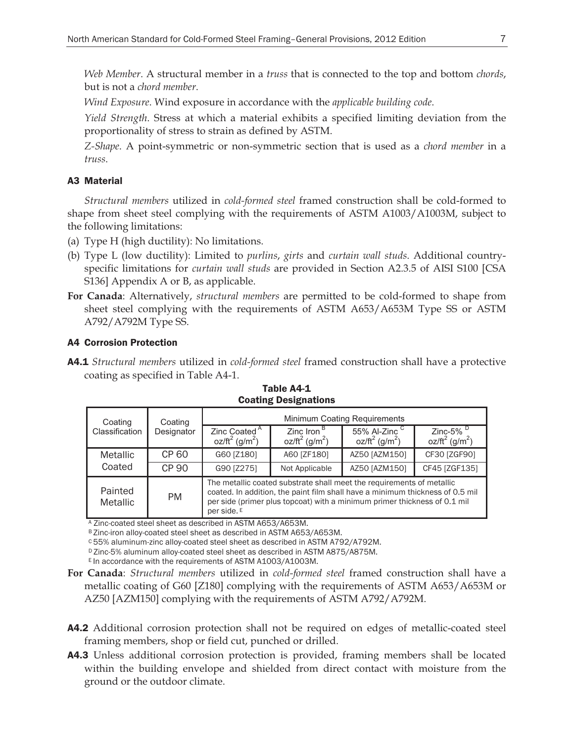*Web Member*. A structural member in a *truss* that is connected to the top and bottom *chords*, but is not a *chord member*.

*Wind Exposure*. Wind exposure in accordance with the *applicable building code*.

*Yield Strength*. Stress at which a material exhibits a specified limiting deviation from the proportionality of stress to strain as defined by ASTM.

*Z-Shape*. A point-symmetric or non-symmetric section that is used as a *chord member* in a *truss*.

## A3 Material

*Structural members* utilized in *cold-formed steel* framed construction shall be cold-formed to shape from sheet steel complying with the requirements of ASTM A1003/A1003M, subject to the following limitations:

(a) Type H (high ductility): No limitations.

(b) Type L (low ductility): Limited to *purlins*, *girts* and *curtain wall studs*. Additional country-specific limitations for *curtain wall studs* are provided in Section A2.3.5 of AISI S100 [CSA S136] Appendix A or B, as applicable.

**For Canada**: Alternatively, *structural members* are permitted to be cold-formed to shape from sheet steel complying with the requirements of ASTM A653/A653M Type SS or ASTM A792/A792M Type SS.

## A4 Corrosion Protection

**A4.1** *Structural members* utilized in *cold-formed steel* framed construction shall have a protective coating as specified in Table A4-1.

**Table A4-1**
**Coating Designations**

| Coating Classification | Coating Designator | Minimum Coating Requirements | | | |
|---|---|---|---|---|---|
| | | Zinc Coated[A] oz/ft$^2$ (g/m$^2$) | Zinc Iron[B] oz/ft$^2$ (g/m$^2$) | 55% Al-Zinc[C] oz/ft$^2$ (g/m$^2$) | Zinc-5%[D] oz/ft$^2$ (g/m$^2$) |
| Metallic Coated | CP 60 | G60 [Z180] | A60 [ZF180] | AZ50 [AZM150] | CF30 [ZGF90] |
| | CP 90 | G90 [Z275] | Not Applicable | AZ50 [AZM150] | CF45 [ZGF135] |
| Painted Metallic | PM | The metallic coated substrate shall meet the requirements of metallic coated. In addition, the paint film shall have a minimum thickness of 0.5 mil per side (primer plus topcoat) with a minimum primer thickness of 0.1 mil per side.[E] | | | |

[A] Zinc-coated steel sheet as described in ASTM A653/A653M.
[B] Zinc-iron alloy-coated steel sheet as described in ASTM A653/A653M.
[C] 55% aluminum-zinc alloy-coated steel sheet as described in ASTM A792/A792M.
[D] Zinc-5% aluminum alloy-coated steel sheet as described in ASTM A875/A875M.
[E] In accordance with the requirements of ASTM A1003/A1003M.

**For Canada**: *Structural members* utilized in *cold-formed steel* framed construction shall have a metallic coating of G60 [Z180] complying with the requirements of ASTM A653/A653M or AZ50 [AZM150] complying with the requirements of ASTM A792/A792M.

**A4.2** Additional corrosion protection shall not be required on edges of metallic-coated steel framing members, shop or field cut, punched or drilled.

**A4.3** Unless additional corrosion protection is provided, framing members shall be located within the building envelope and shielded from direct contact with moisture from the ground or the outdoor climate.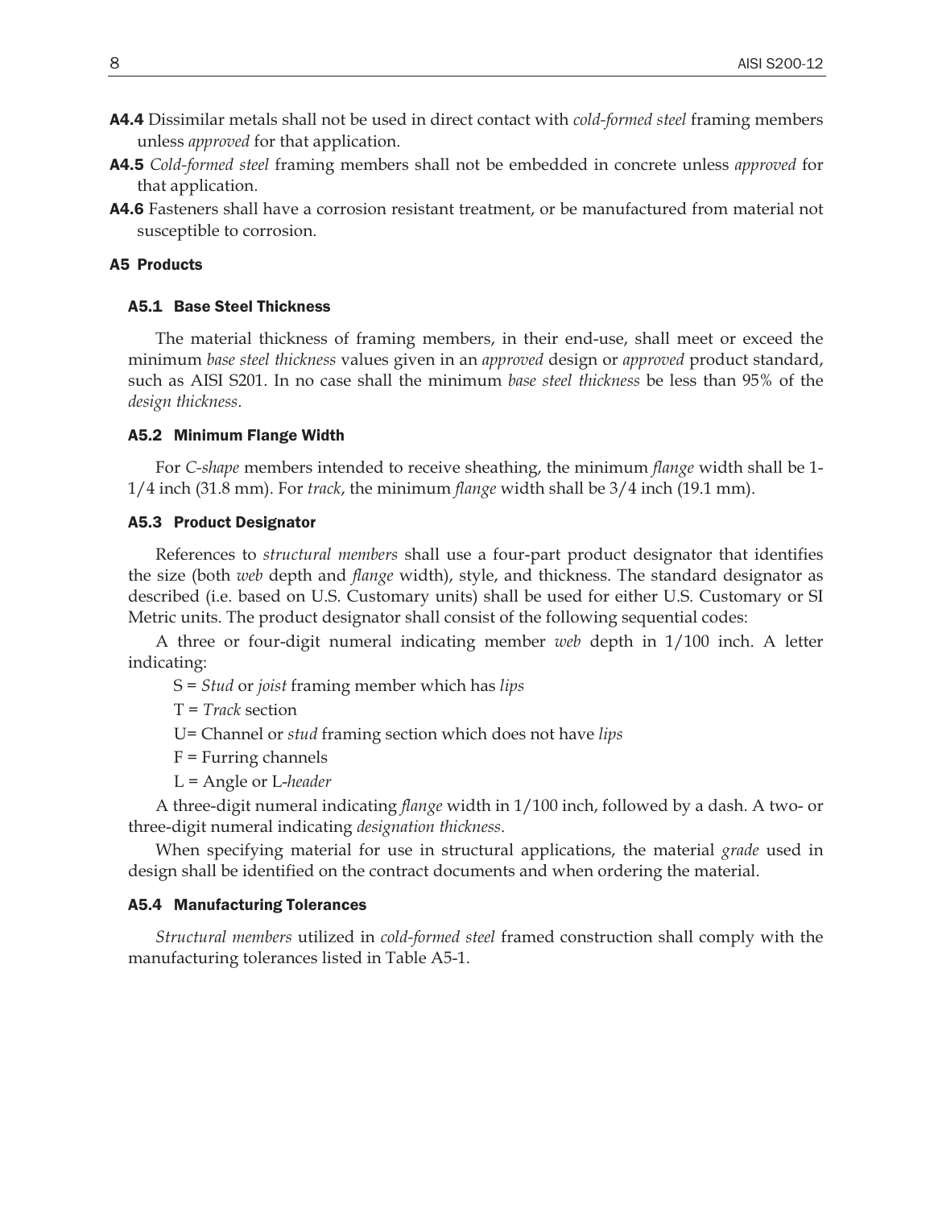**A4.4** Dissimilar metals shall not be used in direct contact with *cold-formed steel* framing members unless *approved* for that application.

**A4.5** *Cold-formed steel* framing members shall not be embedded in concrete unless *approved* for that application.

**A4.6** Fasteners shall have a corrosion resistant treatment, or be manufactured from material not susceptible to corrosion.

## A5 Products

### A5.1 Base Steel Thickness

The material thickness of framing members, in their end-use, shall meet or exceed the minimum *base steel thickness* values given in an *approved* design or *approved* product standard, such as AISI S201. In no case shall the minimum *base steel thickness* be less than 95% of the *design thickness*.

### A5.2 Minimum Flange Width

For *C-shape* members intended to receive sheathing, the minimum *flange* width shall be 1-1/4 inch (31.8 mm). For *track*, the minimum *flange* width shall be 3/4 inch (19.1 mm).

### A5.3 Product Designator

References to *structural members* shall use a four-part product designator that identifies the size (both *web* depth and *flange* width), style, and thickness. The standard designator as described (i.e. based on U.S. Customary units) shall be used for either U.S. Customary or SI Metric units. The product designator shall consist of the following sequential codes:

A three or four-digit numeral indicating member *web* depth in 1/100 inch. A letter indicating:

S = *Stud* or *joist* framing member which has *lips*

T = *Track* section

U= Channel or *stud* framing section which does not have *lips*

F = Furring channels

L = Angle or L-*header*

A three-digit numeral indicating *flange* width in 1/100 inch, followed by a dash. A two- or three-digit numeral indicating *designation thickness*.

When specifying material for use in structural applications, the material *grade* used in design shall be identified on the contract documents and when ordering the material.

### A5.4 Manufacturing Tolerances

*Structural members* utilized in *cold-formed steel* framed construction shall comply with the manufacturing tolerances listed in Table A5-1.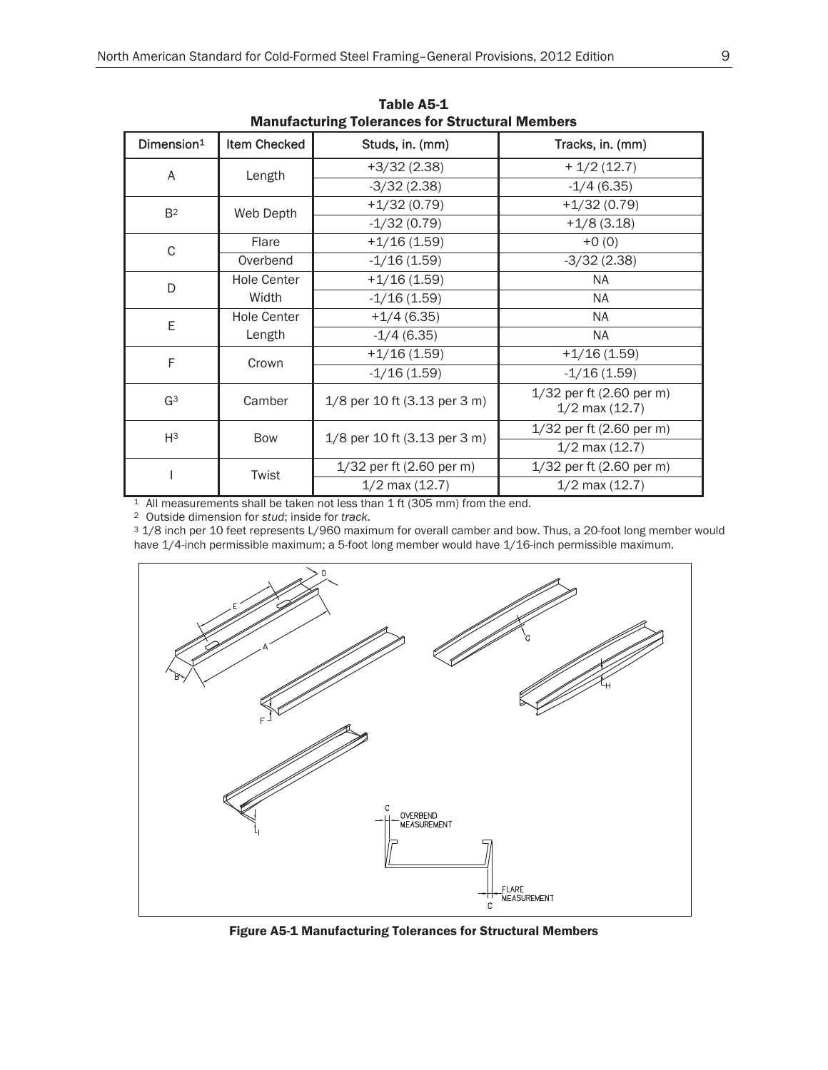**Table A5-1**
**Manufacturing Tolerances for Structural Members**

| Dimension[1] | Item Checked | Studs, in. (mm) | Tracks, in. (mm) |
|---|---|---|---|
| A | Length | +3/32 (2.38) | + 1/2 (12.7) |
| | | -3/32 (2.38) | -1/4 (6.35) |
| B[2] | Web Depth | +1/32 (0.79) | +1/32 (0.79) |
| | | -1/32 (0.79) | +1/8 (3.18) |
| C | Flare | +1/16 (1.59) | +0 (0) |
| | Overbend | -1/16 (1.59) | -3/32 (2.38) |
| D | Hole Center Width | +1/16 (1.59) | NA |
| | | -1/16 (1.59) | NA |
| E | Hole Center Length | +1/4 (6.35) | NA |
| | | -1/4 (6.35) | NA |
| F | Crown | +1/16 (1.59) | +1/16 (1.59) |
| | | -1/16 (1.59) | -1/16 (1.59) |
| G[3] | Camber | 1/8 per 10 ft (3.13 per 3 m) | 1/32 per ft (2.60 per m) 1/2 max (12.7) |
| H[3] | Bow | 1/8 per 10 ft (3.13 per 3 m) | 1/32 per ft (2.60 per m) |
| | | | 1/2 max (12.7) |
| I | Twist | 1/32 per ft (2.60 per m) | 1/32 per ft (2.60 per m) |
| | | 1/2 max (12.7) | 1/2 max (12.7) |

[1] All measurements shall be taken not less than 1 ft (305 mm) from the end.

[2] Outside dimension for *stud*; inside for *track*.

[3] 1/8 inch per 10 feet represents L/960 maximum for overall camber and bow. Thus, a 20-foot long member would have 1/4-inch permissible maximum; a 5-foot long member would have 1/16-inch permissible maximum.

**Figure A5-1 Manufacturing Tolerances for Structural Members**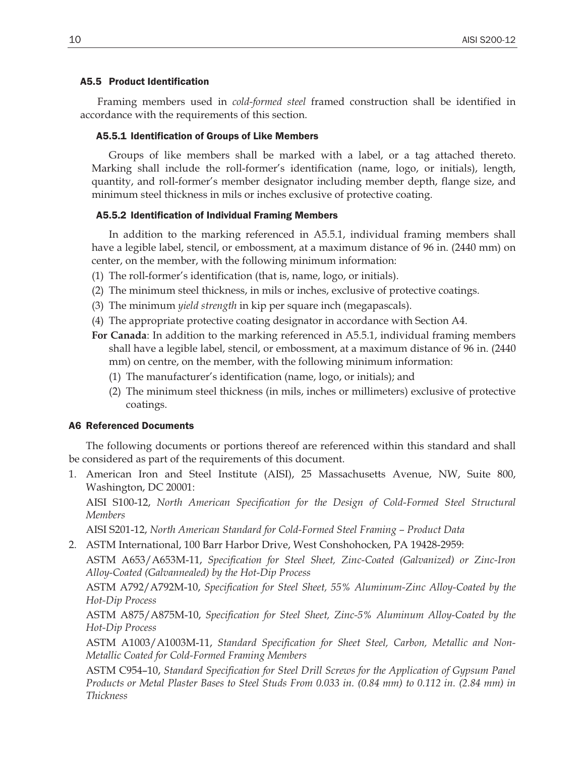### A5.5 Product Identification

Framing members used in *cold-formed steel* framed construction shall be identified in accordance with the requirements of this section.

#### A5.5.1 Identification of Groups of Like Members

Groups of like members shall be marked with a label, or a tag attached thereto. Marking shall include the roll-former's identification (name, logo, or initials), length, quantity, and roll-former's member designator including member depth, flange size, and minimum steel thickness in mils or inches exclusive of protective coating.

#### A5.5.2 Identification of Individual Framing Members

In addition to the marking referenced in A5.5.1, individual framing members shall have a legible label, stencil, or embossment, at a maximum distance of 96 in. (2440 mm) on center, on the member, with the following minimum information:

(1) The roll-former's identification (that is, name, logo, or initials).
(2) The minimum steel thickness, in mils or inches, exclusive of protective coatings.
(3) The minimum *yield strength* in kip per square inch (megapascals).
(4) The appropriate protective coating designator in accordance with Section A4.

**For Canada**: In addition to the marking referenced in A5.5.1, individual framing members shall have a legible label, stencil, or embossment, at a maximum distance of 96 in. (2440 mm) on centre, on the member, with the following minimum information:

(1) The manufacturer's identification (name, logo, or initials); and
(2) The minimum steel thickness (in mils, inches or millimeters) exclusive of protective coatings.

### A6 Referenced Documents

The following documents or portions thereof are referenced within this standard and shall be considered as part of the requirements of this document.

1. American Iron and Steel Institute (AISI), 25 Massachusetts Avenue, NW, Suite 800, Washington, DC 20001:

   AISI S100-12, *North American Specification for the Design of Cold-Formed Steel Structural Members*

   AISI S201-12, *North American Standard for Cold-Formed Steel Framing – Product Data*

2. ASTM International, 100 Barr Harbor Drive, West Conshohocken, PA 19428-2959:

   ASTM A653/A653M-11, *Specification for Steel Sheet, Zinc-Coated (Galvanized) or Zinc-Iron Alloy-Coated (Galvannealed) by the Hot-Dip Process*

   ASTM A792/A792M-10, *Specification for Steel Sheet, 55% Aluminum-Zinc Alloy-Coated by the Hot-Dip Process*

   ASTM A875/A875M-10, *Specification for Steel Sheet, Zinc-5% Aluminum Alloy-Coated by the Hot-Dip Process*

   ASTM A1003/A1003M-11, *Standard Specification for Sheet Steel, Carbon, Metallic and Non-Metallic Coated for Cold-Formed Framing Members*

   ASTM C954–10, *Standard Specification for Steel Drill Screws for the Application of Gypsum Panel Products or Metal Plaster Bases to Steel Studs From 0.033 in. (0.84 mm) to 0.112 in. (2.84 mm) in Thickness*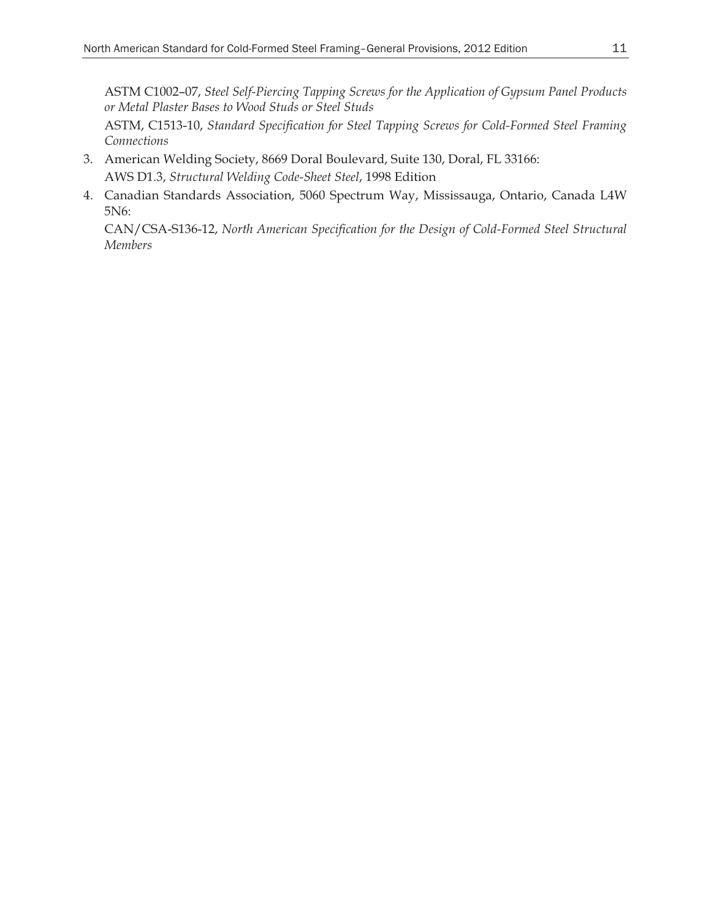ASTM C1002–07, *Steel Self-Piercing Tapping Screws for the Application of Gypsum Panel Products or Metal Plaster Bases to Wood Studs or Steel Studs*

ASTM, C1513-10, *Standard Specification for Steel Tapping Screws for Cold-Formed Steel Framing Connections*

3. American Welding Society, 8669 Doral Boulevard, Suite 130, Doral, FL 33166:

   AWS D1.3, *Structural Welding Code-Sheet Steel*, 1998 Edition

4. Canadian Standards Association, 5060 Spectrum Way, Mississauga, Ontario, Canada L4W 5N6:

   CAN/CSA-S136-12, *North American Specification for the Design of Cold-Formed Steel Structural Members*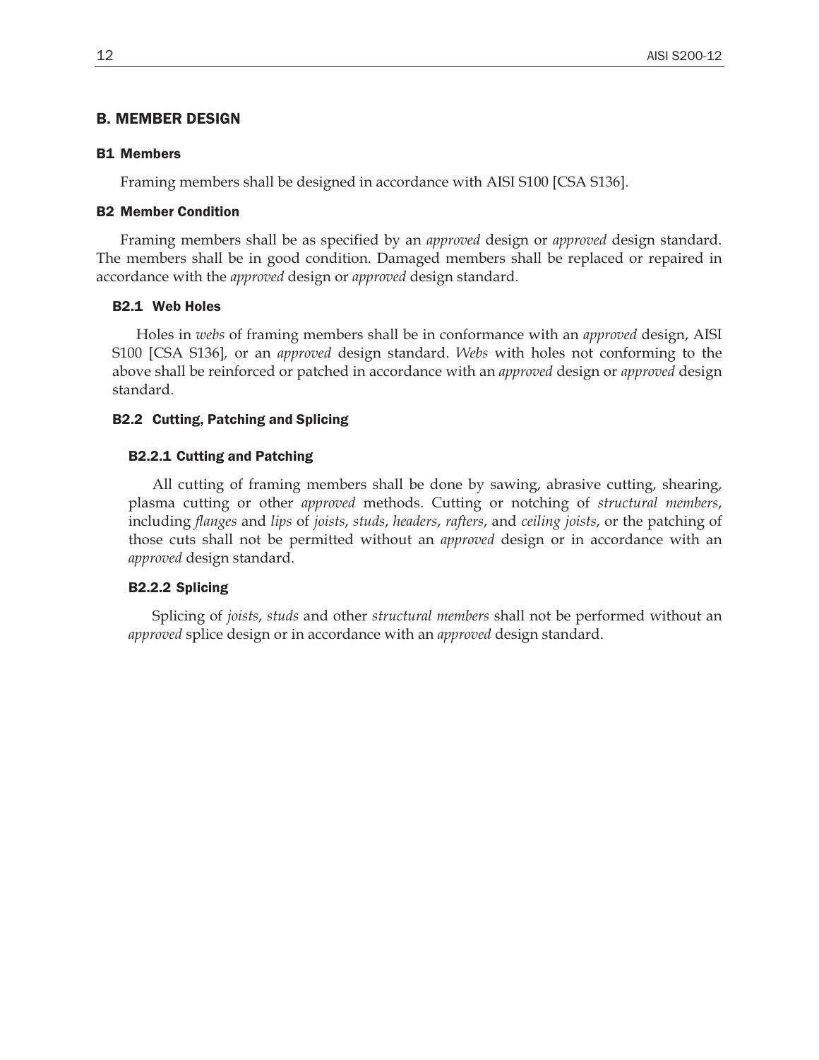# B. MEMBER DESIGN

## B1 Members

Framing members shall be designed in accordance with AISI S100 [CSA S136].

## B2 Member Condition

Framing members shall be as specified by an *approved* design or *approved* design standard. The members shall be in good condition. Damaged members shall be replaced or repaired in accordance with the *approved* design or *approved* design standard.

### B2.1 Web Holes

Holes in *webs* of framing members shall be in conformance with an *approved* design, AISI S100 [CSA S136], or an *approved* design standard. *Webs* with holes not conforming to the above shall be reinforced or patched in accordance with an *approved* design or *approved* design standard.

### B2.2 Cutting, Patching and Splicing

#### B2.2.1 Cutting and Patching

All cutting of framing members shall be done by sawing, abrasive cutting, shearing, plasma cutting or other *approved* methods. Cutting or notching of *structural members*, including *flanges* and *lips* of *joists*, *studs*, *headers*, *rafters*, and *ceiling joists*, or the patching of those cuts shall not be permitted without an *approved* design or in accordance with an *approved* design standard.

#### B2.2.2 Splicing

Splicing of *joists*, *studs* and other *structural members* shall not be performed without an *approved* splice design or in accordance with an *approved* design standard.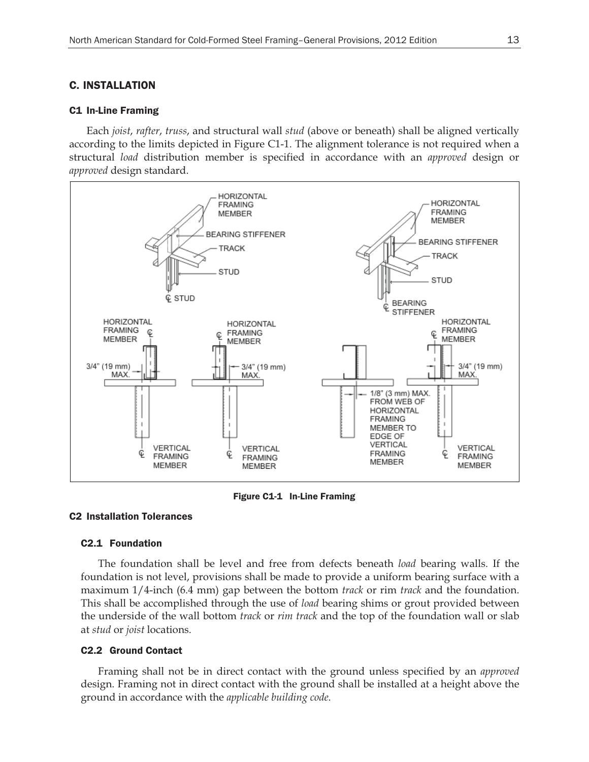## C. INSTALLATION

### C1 In-Line Framing

Each *joist*, *rafter*, *truss*, and structural wall *stud* (above or beneath) shall be aligned vertically according to the limits depicted in Figure C1-1. The alignment tolerance is not required when a structural *load* distribution member is specified in accordance with an *approved* design or *approved* design standard.

**Figure C1-1 In-Line Framing**

### C2 Installation Tolerances

#### C2.1 Foundation

The foundation shall be level and free from defects beneath *load* bearing walls. If the foundation is not level, provisions shall be made to provide a uniform bearing surface with a maximum 1/4-inch (6.4 mm) gap between the bottom *track* or rim *track* and the foundation. This shall be accomplished through the use of *load* bearing shims or grout provided between the underside of the wall bottom *track* or *rim track* and the top of the foundation wall or slab at *stud* or *joist* locations.

#### C2.2 Ground Contact

Framing shall not be in direct contact with the ground unless specified by an *approved* design. Framing not in direct contact with the ground shall be installed at a height above the ground in accordance with the *applicable building code*.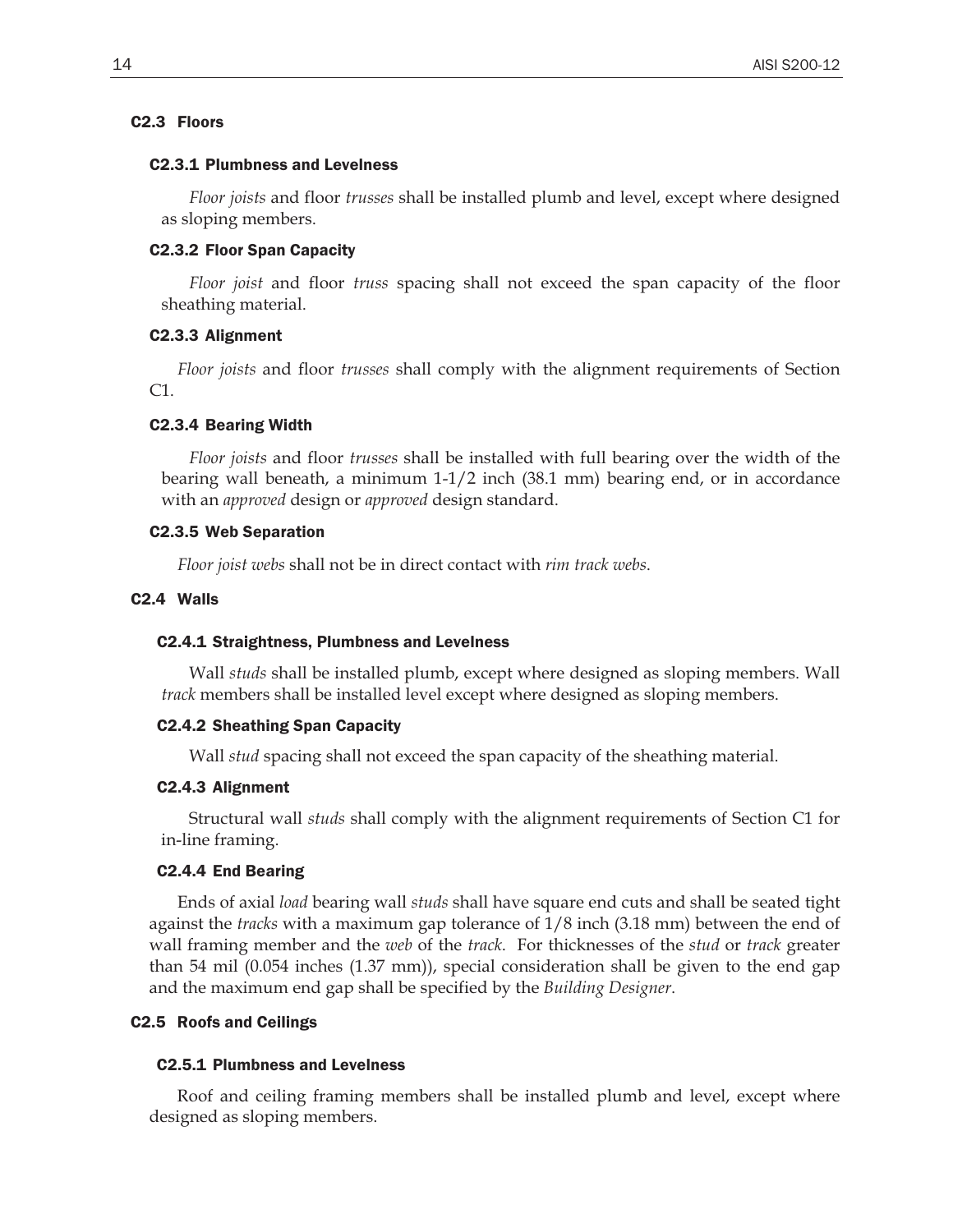## C2.3 Floors

### C2.3.1 Plumbness and Levelness

*Floor joists* and floor *trusses* shall be installed plumb and level, except where designed as sloping members.

### C2.3.2 Floor Span Capacity

*Floor joist* and floor *truss* spacing shall not exceed the span capacity of the floor sheathing material.

### C2.3.3 Alignment

*Floor joists* and floor *trusses* shall comply with the alignment requirements of Section C1.

### C2.3.4 Bearing Width

*Floor joists* and floor *trusses* shall be installed with full bearing over the width of the bearing wall beneath, a minimum 1-1/2 inch (38.1 mm) bearing end, or in accordance with an *approved* design or *approved* design standard.

### C2.3.5 Web Separation

*Floor joist webs* shall not be in direct contact with *rim track webs*.

## C2.4 Walls

### C2.4.1 Straightness, Plumbness and Levelness

Wall *studs* shall be installed plumb, except where designed as sloping members. Wall *track* members shall be installed level except where designed as sloping members.

### C2.4.2 Sheathing Span Capacity

Wall *stud* spacing shall not exceed the span capacity of the sheathing material.

### C2.4.3 Alignment

Structural wall *studs* shall comply with the alignment requirements of Section C1 for in-line framing.

### C2.4.4 End Bearing

Ends of axial *load* bearing wall *studs* shall have square end cuts and shall be seated tight against the *tracks* with a maximum gap tolerance of 1/8 inch (3.18 mm) between the end of wall framing member and the *web* of the *track*. For thicknesses of the *stud* or *track* greater than 54 mil (0.054 inches (1.37 mm)), special consideration shall be given to the end gap and the maximum end gap shall be specified by the *Building Designer*.

## C2.5 Roofs and Ceilings

### C2.5.1 Plumbness and Levelness

Roof and ceiling framing members shall be installed plumb and level, except where designed as sloping members.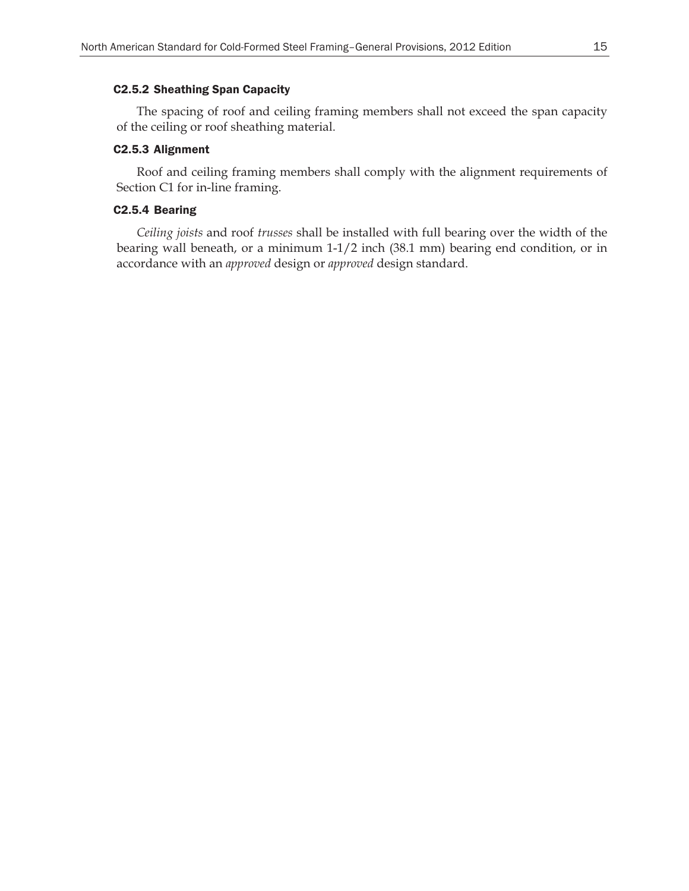#### C2.5.2 Sheathing Span Capacity

The spacing of roof and ceiling framing members shall not exceed the span capacity of the ceiling or roof sheathing material.

#### C2.5.3 Alignment

Roof and ceiling framing members shall comply with the alignment requirements of Section C1 for in-line framing.

#### C2.5.4 Bearing

*Ceiling joists* and roof *trusses* shall be installed with full bearing over the width of the bearing wall beneath, or a minimum 1-1/2 inch (38.1 mm) bearing end condition, or in accordance with an *approved* design or *approved* design standard.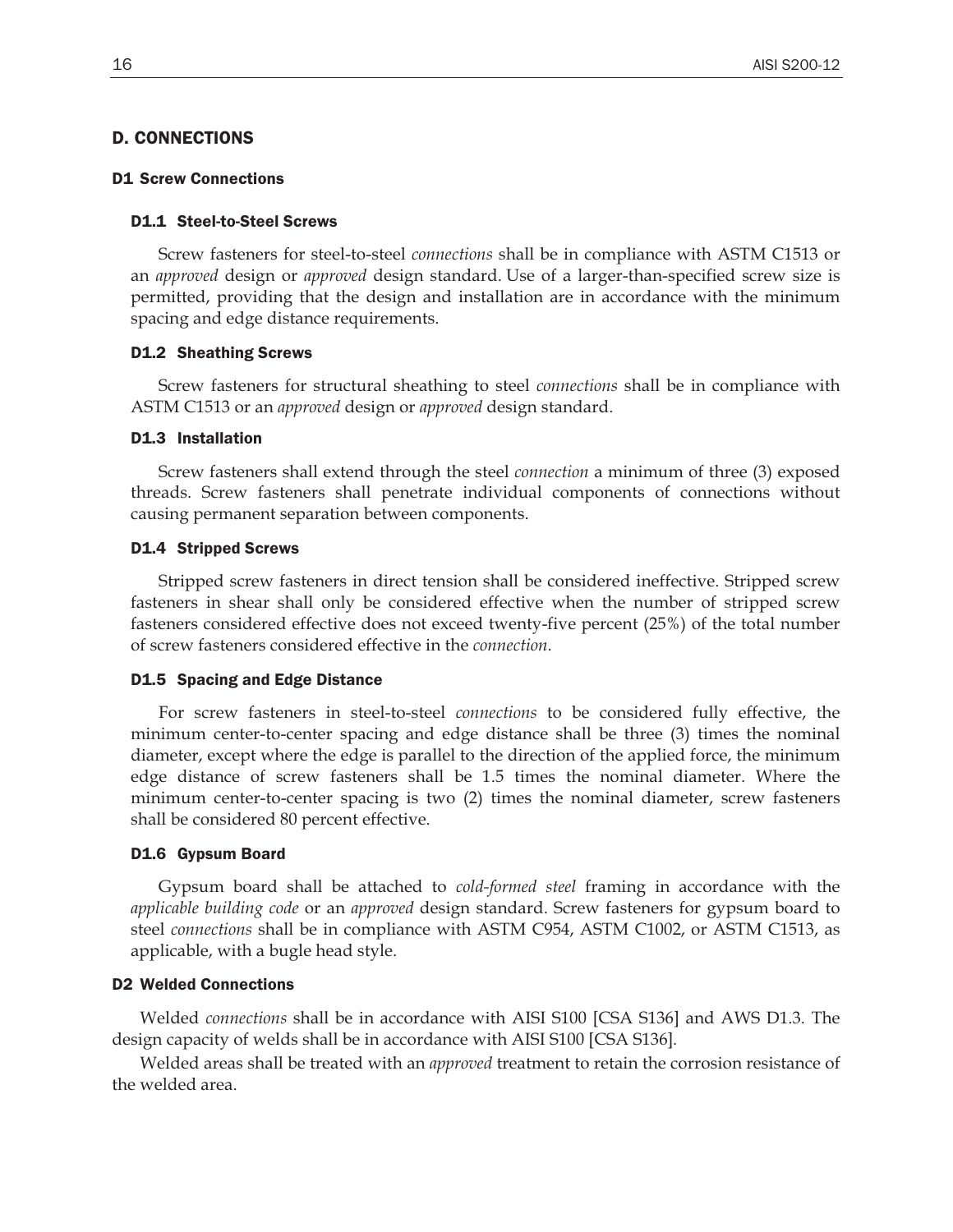## D. CONNECTIONS

### D1 Screw Connections

#### D1.1 Steel-to-Steel Screws

Screw fasteners for steel-to-steel *connections* shall be in compliance with ASTM C1513 or an *approved* design or *approved* design standard. Use of a larger-than-specified screw size is permitted, providing that the design and installation are in accordance with the minimum spacing and edge distance requirements.

#### D1.2 Sheathing Screws

Screw fasteners for structural sheathing to steel *connections* shall be in compliance with ASTM C1513 or an *approved* design or *approved* design standard.

#### D1.3 Installation

Screw fasteners shall extend through the steel *connection* a minimum of three (3) exposed threads. Screw fasteners shall penetrate individual components of connections without causing permanent separation between components.

#### D1.4 Stripped Screws

Stripped screw fasteners in direct tension shall be considered ineffective. Stripped screw fasteners in shear shall only be considered effective when the number of stripped screw fasteners considered effective does not exceed twenty-five percent (25%) of the total number of screw fasteners considered effective in the *connection*.

#### D1.5 Spacing and Edge Distance

For screw fasteners in steel-to-steel *connections* to be considered fully effective, the minimum center-to-center spacing and edge distance shall be three (3) times the nominal diameter, except where the edge is parallel to the direction of the applied force, the minimum edge distance of screw fasteners shall be 1.5 times the nominal diameter. Where the minimum center-to-center spacing is two (2) times the nominal diameter, screw fasteners shall be considered 80 percent effective.

#### D1.6 Gypsum Board

Gypsum board shall be attached to *cold-formed steel* framing in accordance with the *applicable building code* or an *approved* design standard. Screw fasteners for gypsum board to steel *connections* shall be in compliance with ASTM C954, ASTM C1002, or ASTM C1513, as applicable, with a bugle head style.

### D2 Welded Connections

Welded *connections* shall be in accordance with AISI S100 [CSA S136] and AWS D1.3. The design capacity of welds shall be in accordance with AISI S100 [CSA S136].

Welded areas shall be treated with an *approved* treatment to retain the corrosion resistance of the welded area.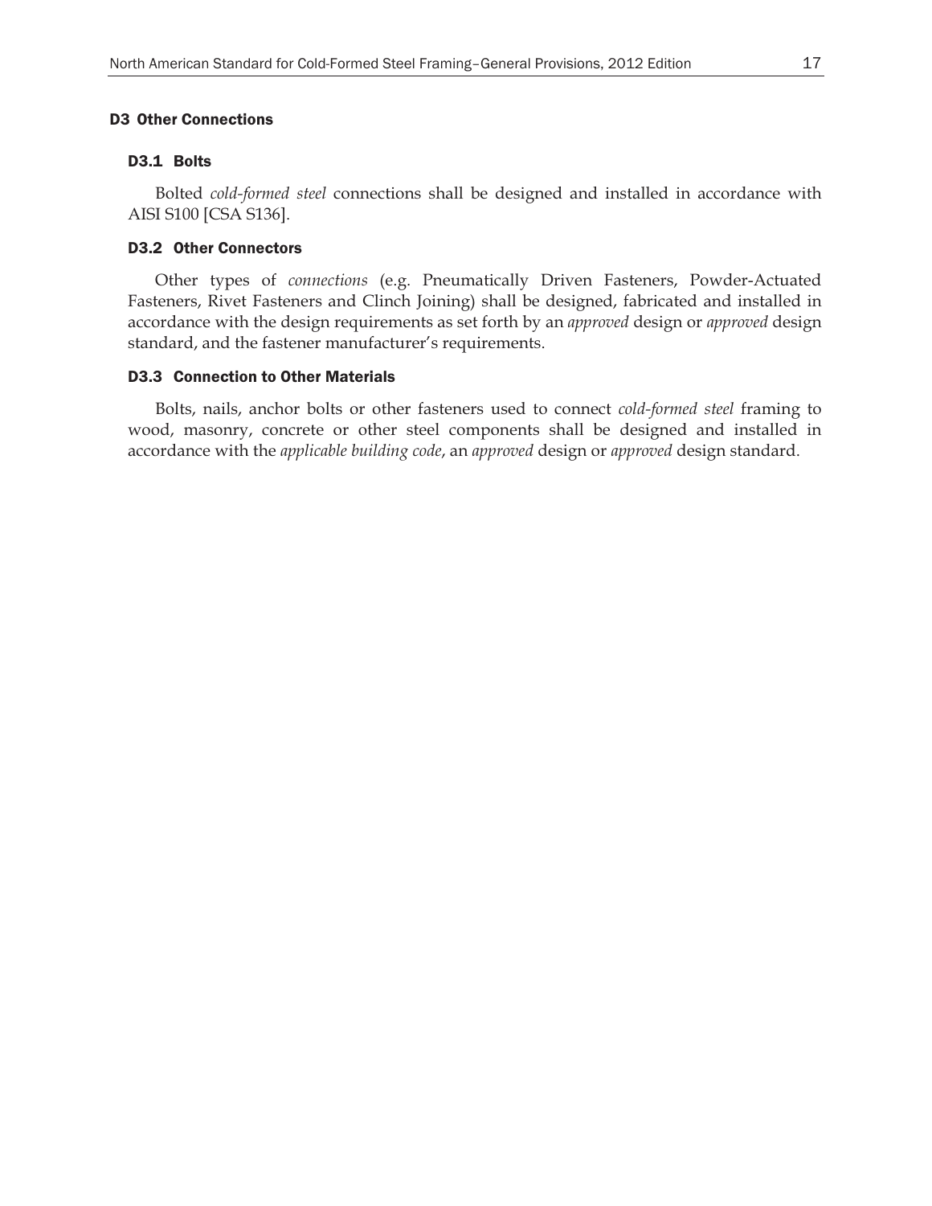## D3 Other Connections

### D3.1 Bolts

Bolted *cold-formed steel* connections shall be designed and installed in accordance with AISI S100 [CSA S136].

### D3.2 Other Connectors

Other types of *connections* (e.g. Pneumatically Driven Fasteners, Powder-Actuated Fasteners, Rivet Fasteners and Clinch Joining) shall be designed, fabricated and installed in accordance with the design requirements as set forth by an *approved* design or *approved* design standard, and the fastener manufacturer's requirements.

### D3.3 Connection to Other Materials

Bolts, nails, anchor bolts or other fasteners used to connect *cold-formed steel* framing to wood, masonry, concrete or other steel components shall be designed and installed in accordance with the *applicable building code*, an *approved* design or *approved* design standard.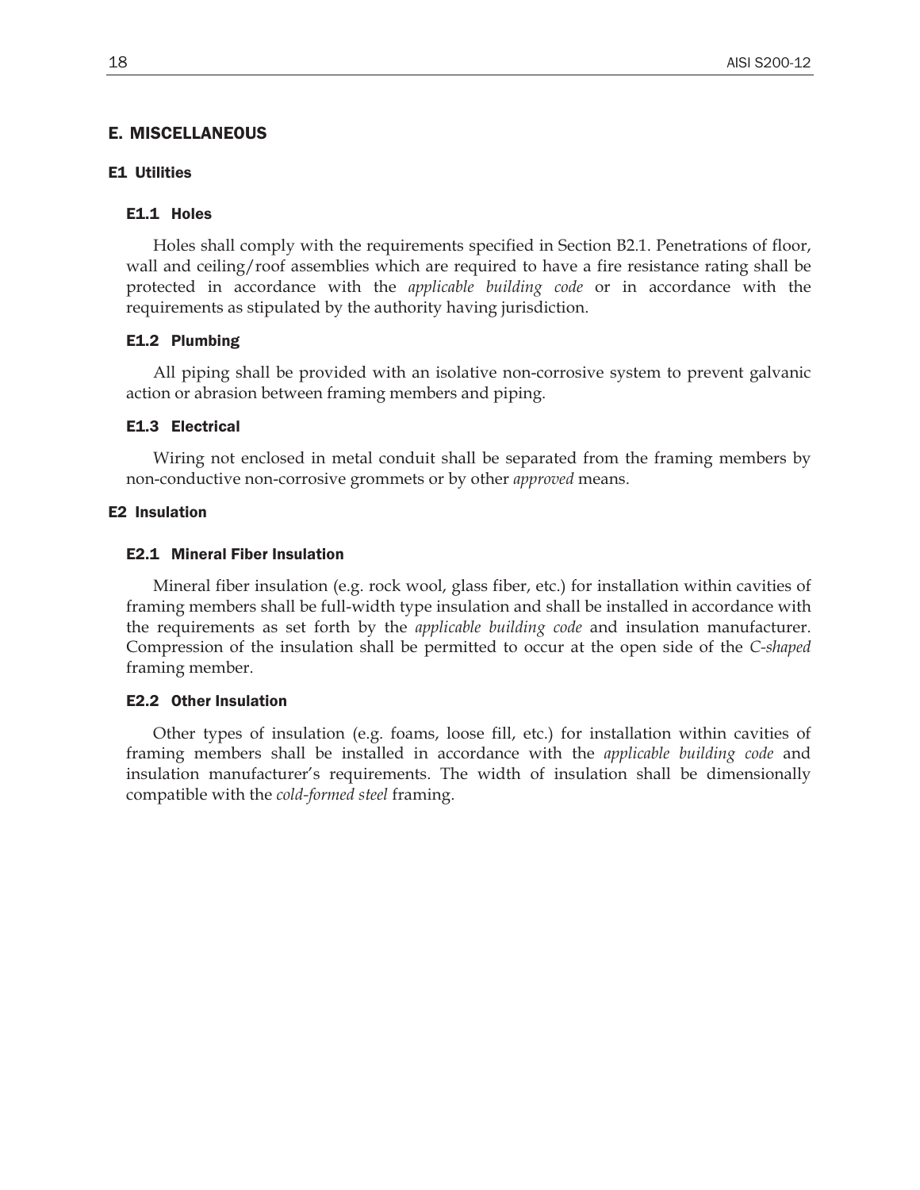# E. MISCELLANEOUS

## E1 Utilities

### E1.1 Holes

Holes shall comply with the requirements specified in Section B2.1. Penetrations of floor, wall and ceiling/roof assemblies which are required to have a fire resistance rating shall be protected in accordance with the *applicable building code* or in accordance with the requirements as stipulated by the authority having jurisdiction.

### E1.2 Plumbing

All piping shall be provided with an isolative non-corrosive system to prevent galvanic action or abrasion between framing members and piping.

### E1.3 Electrical

Wiring not enclosed in metal conduit shall be separated from the framing members by non-conductive non-corrosive grommets or by other *approved* means.

## E2 Insulation

### E2.1 Mineral Fiber Insulation

Mineral fiber insulation (e.g. rock wool, glass fiber, etc.) for installation within cavities of framing members shall be full-width type insulation and shall be installed in accordance with the requirements as set forth by the *applicable building code* and insulation manufacturer. Compression of the insulation shall be permitted to occur at the open side of the *C-shaped* framing member.

### E2.2 Other Insulation

Other types of insulation (e.g. foams, loose fill, etc.) for installation within cavities of framing members shall be installed in accordance with the *applicable building code* and insulation manufacturer's requirements. The width of insulation shall be dimensionally compatible with the *cold-formed steel* framing.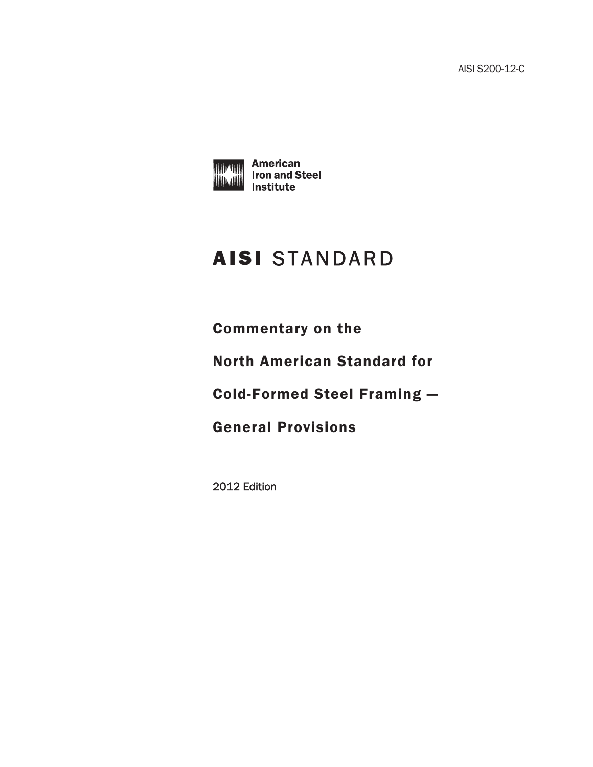AISI S200-12-C

American Iron and Steel Institute

# AISI STANDARD

## Commentary on the

## North American Standard for

## Cold-Formed Steel Framing —

## General Provisions

2012 Edition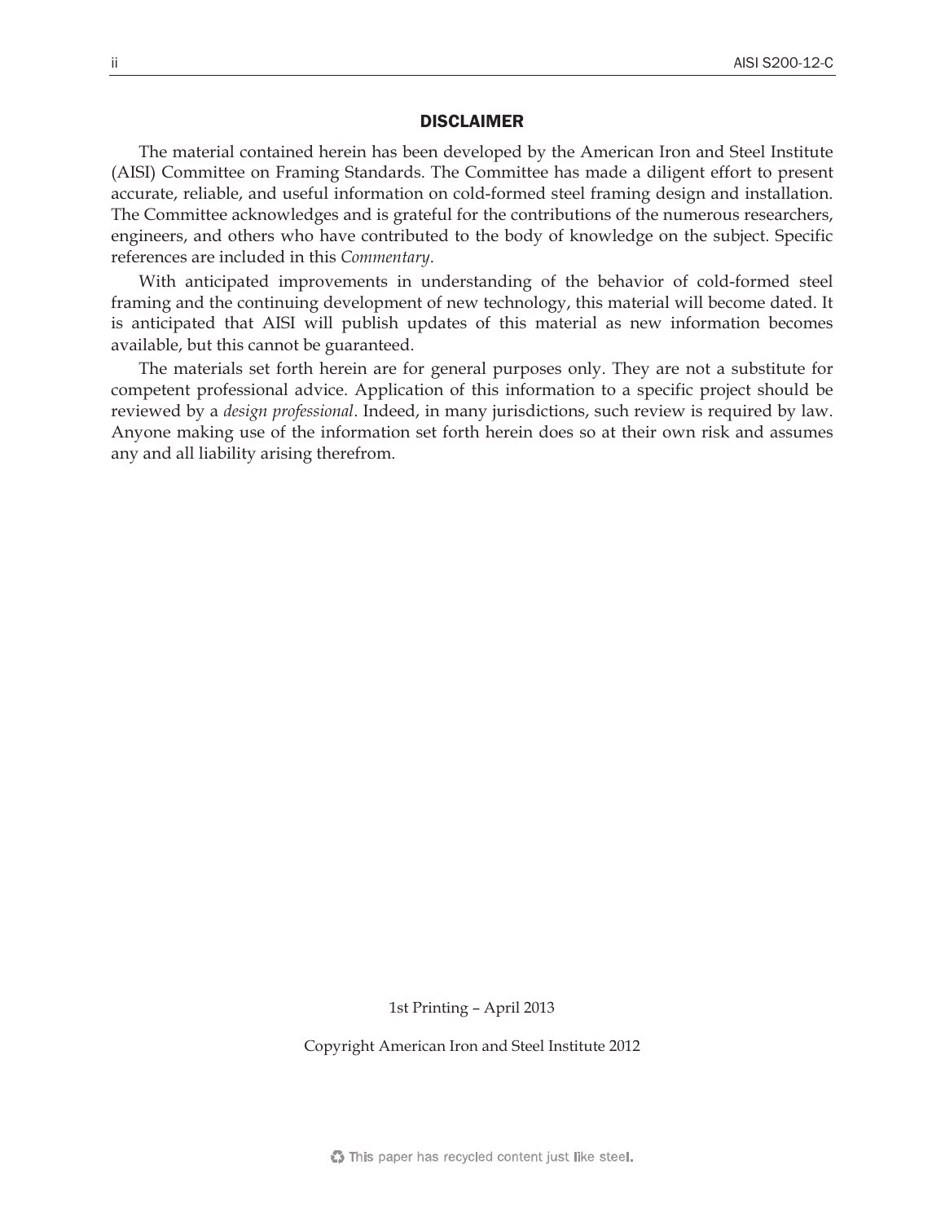## DISCLAIMER

The material contained herein has been developed by the American Iron and Steel Institute (AISI) Committee on Framing Standards. The Committee has made a diligent effort to present accurate, reliable, and useful information on cold-formed steel framing design and installation. The Committee acknowledges and is grateful for the contributions of the numerous researchers, engineers, and others who have contributed to the body of knowledge on the subject. Specific references are included in this *Commentary*.

With anticipated improvements in understanding of the behavior of cold-formed steel framing and the continuing development of new technology, this material will become dated. It is anticipated that AISI will publish updates of this material as new information becomes available, but this cannot be guaranteed.

The materials set forth herein are for general purposes only. They are not a substitute for competent professional advice. Application of this information to a specific project should be reviewed by a *design professional*. Indeed, in many jurisdictions, such review is required by law. Anyone making use of the information set forth herein does so at their own risk and assumes any and all liability arising therefrom.

1st Printing – April 2013

Copyright American Iron and Steel Institute 2012

This paper has recycled content just like steel.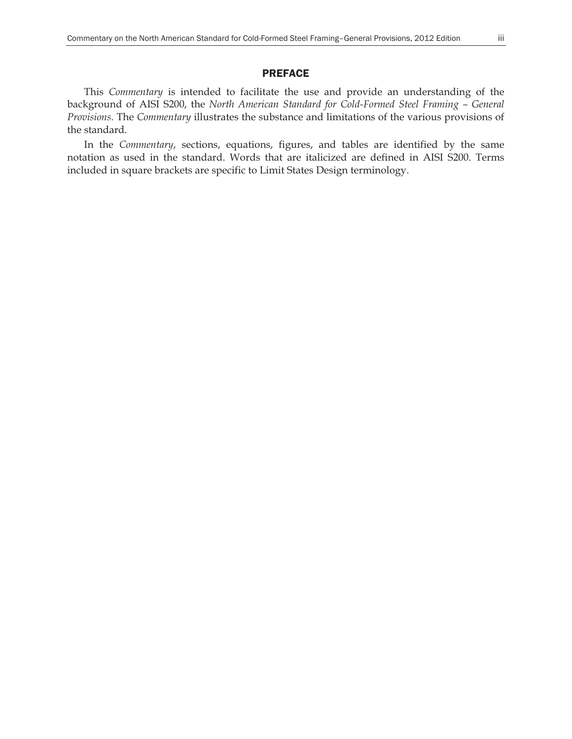## PREFACE

This *Commentary* is intended to facilitate the use and provide an understanding of the background of AISI S200, the *North American Standard for Cold-Formed Steel Framing – General Provisions*. The *Commentary* illustrates the substance and limitations of the various provisions of the standard.

In the *Commentary*, sections, equations, figures, and tables are identified by the same notation as used in the standard. Words that are italicized are defined in AISI S200. Terms included in square brackets are specific to Limit States Design terminology.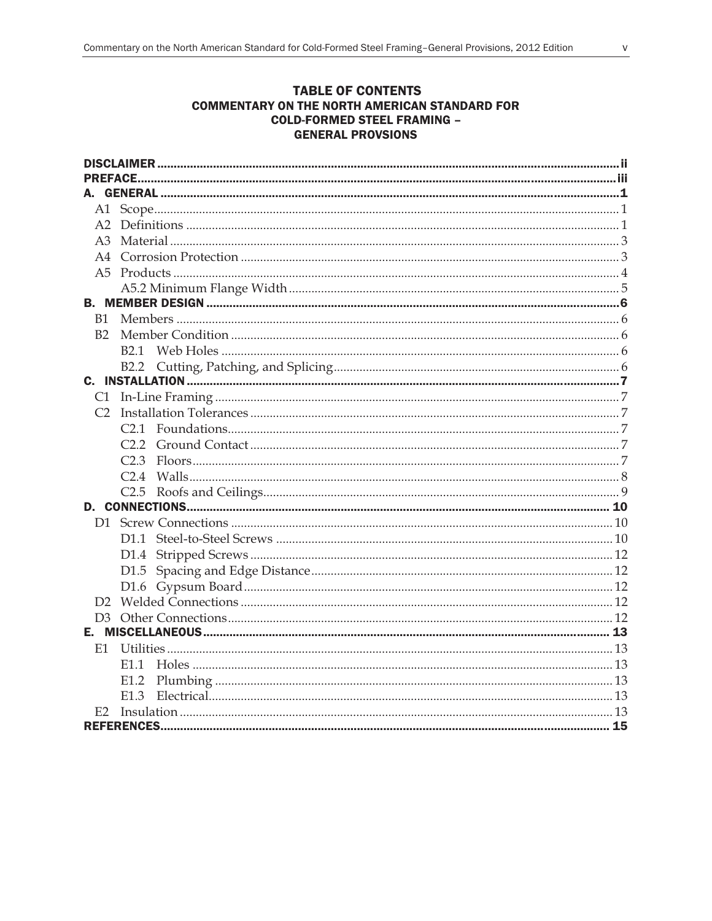# TABLE OF CONTENTS
## COMMENTARY ON THE NORTH AMERICAN STANDARD FOR COLD-FORMED STEEL FRAMING – GENERAL PROVSIONS

| | |
|---|---|
| **DISCLAIMER** | **ii** |
| **PREFACE** | **iii** |
| **A. GENERAL** | **1** |
| A1 Scope | 1 |
| A2 Definitions | 1 |
| A3 Material | 3 |
| A4 Corrosion Protection | 3 |
| A5 Products | 4 |
| A5.2 Minimum Flange Width | 5 |
| **B. MEMBER DESIGN** | **6** |
| B1 Members | 6 |
| B2 Member Condition | 6 |
| B2.1 Web Holes | 6 |
| B2.2 Cutting, Patching, and Splicing | 6 |
| **C. INSTALLATION** | **7** |
| C1 In-Line Framing | 7 |
| C2 Installation Tolerances | 7 |
| C2.1 Foundations | 7 |
| C2.2 Ground Contact | 7 |
| C2.3 Floors | 7 |
| C2.4 Walls | 8 |
| C2.5 Roofs and Ceilings | 9 |
| **D. CONNECTIONS** | **10** |
| D1 Screw Connections | 10 |
| D1.1 Steel-to-Steel Screws | 10 |
| D1.4 Stripped Screws | 12 |
| D1.5 Spacing and Edge Distance | 12 |
| D1.6 Gypsum Board | 12 |
| D2 Welded Connections | 12 |
| D3 Other Connections | 12 |
| **E. MISCELLANEOUS** | **13** |
| E1 Utilities | 13 |
| E1.1 Holes | 13 |
| E1.2 Plumbing | 13 |
| E1.3 Electrical | 13 |
| E2 Insulation | 13 |
| **REFERENCES** | **15** |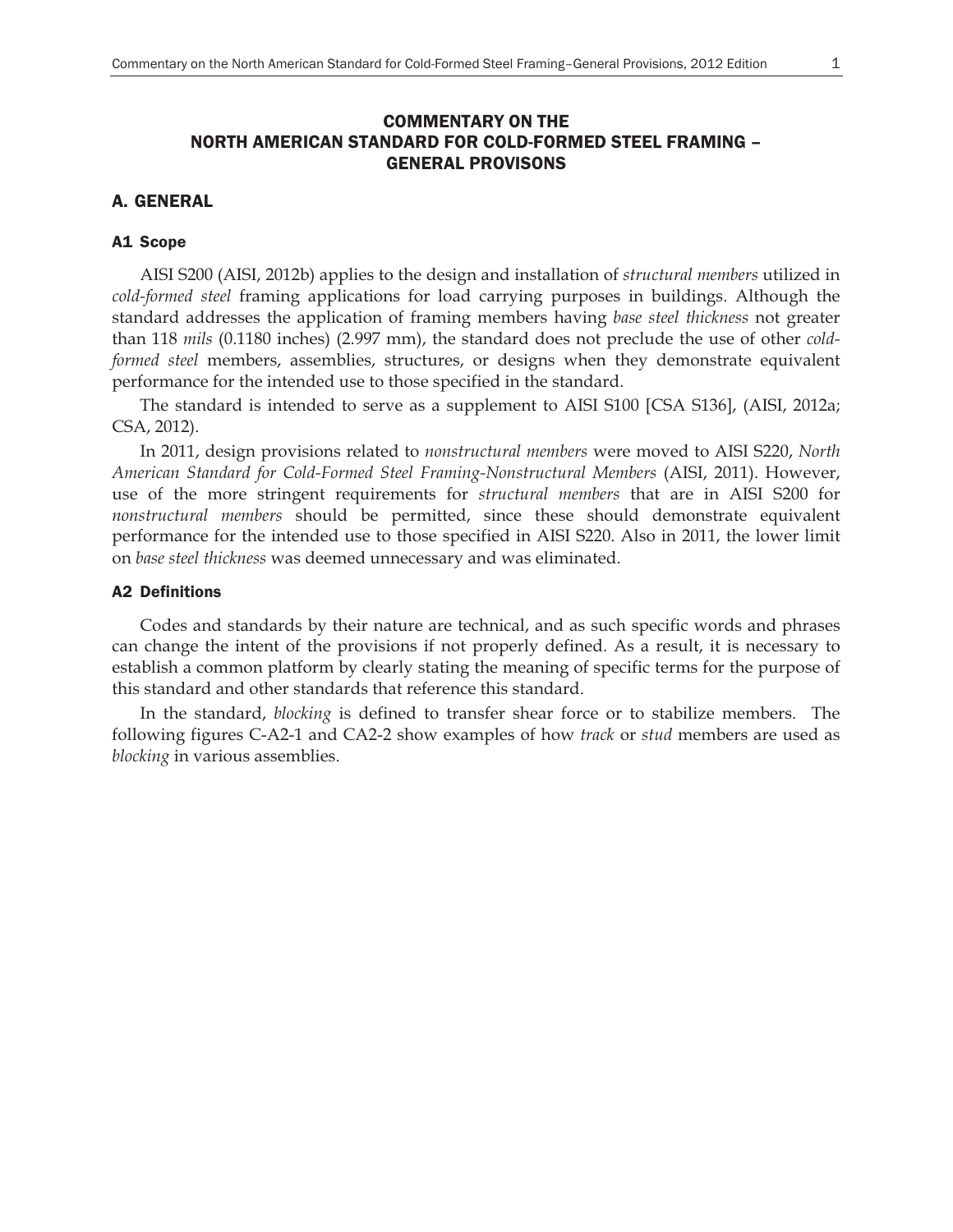# COMMENTARY ON THE NORTH AMERICAN STANDARD FOR COLD-FORMED STEEL FRAMING – GENERAL PROVISONS

## A. GENERAL

### A1 Scope

AISI S200 (AISI, 2012b) applies to the design and installation of *structural members* utilized in *cold-formed steel* framing applications for load carrying purposes in buildings. Although the standard addresses the application of framing members having *base steel thickness* not greater than 118 *mils* (0.1180 inches) (2.997 mm), the standard does not preclude the use of other *cold-formed steel* members, assemblies, structures, or designs when they demonstrate equivalent performance for the intended use to those specified in the standard.

The standard is intended to serve as a supplement to AISI S100 [CSA S136], (AISI, 2012a; CSA, 2012).

In 2011, design provisions related to *nonstructural members* were moved to AISI S220, *North American Standard for Cold-Formed Steel Framing-Nonstructural Members* (AISI, 2011). However, use of the more stringent requirements for *structural members* that are in AISI S200 for *nonstructural members* should be permitted, since these should demonstrate equivalent performance for the intended use to those specified in AISI S220. Also in 2011, the lower limit on *base steel thickness* was deemed unnecessary and was eliminated.

### A2 Definitions

Codes and standards by their nature are technical, and as such specific words and phrases can change the intent of the provisions if not properly defined. As a result, it is necessary to establish a common platform by clearly stating the meaning of specific terms for the purpose of this standard and other standards that reference this standard.

In the standard, *blocking* is defined to transfer shear force or to stabilize members. The following figures C-A2-1 and CA2-2 show examples of how *track* or *stud* members are used as *blocking* in various assemblies.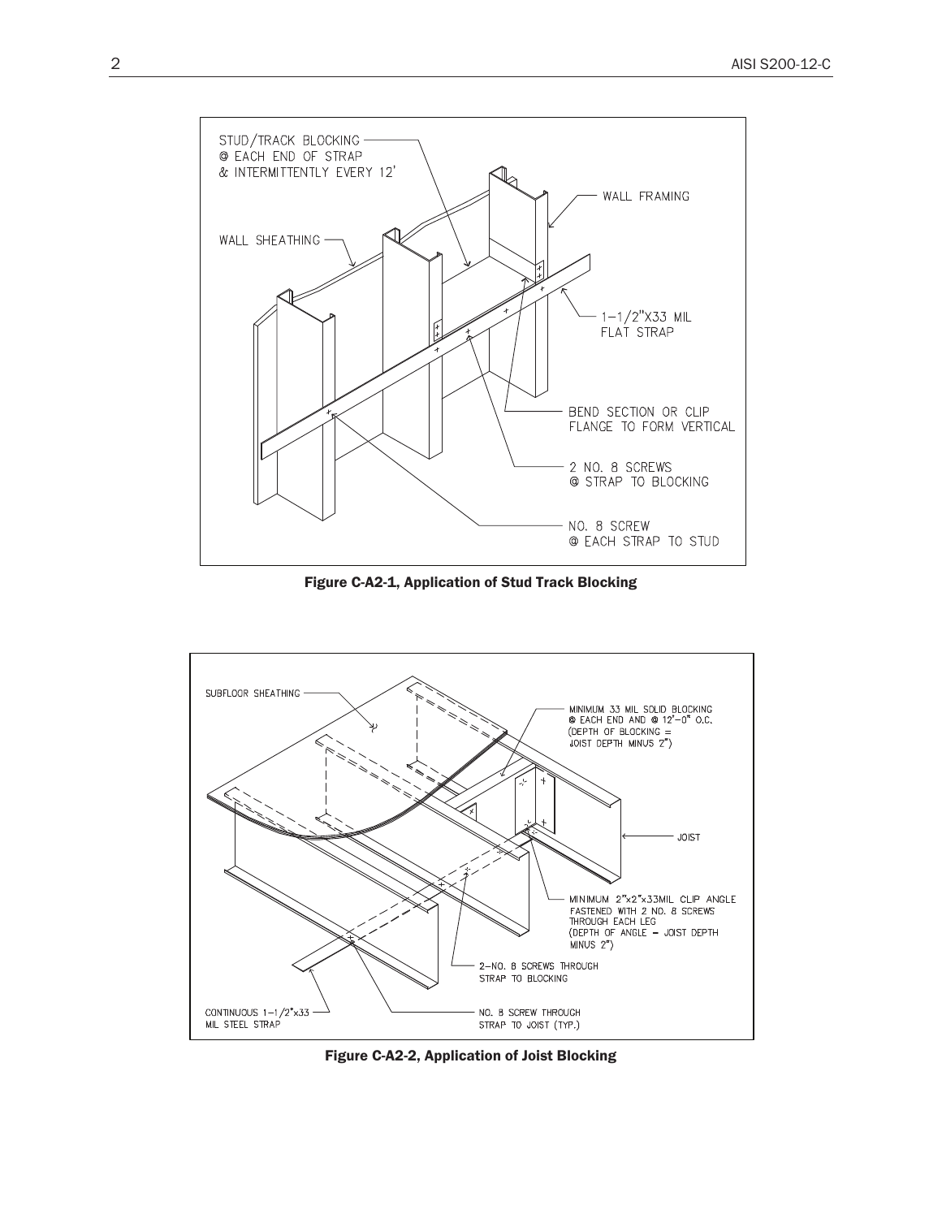Figure C-A2-1, Application of Stud Track Blocking

Figure C-A2-2, Application of Joist Blocking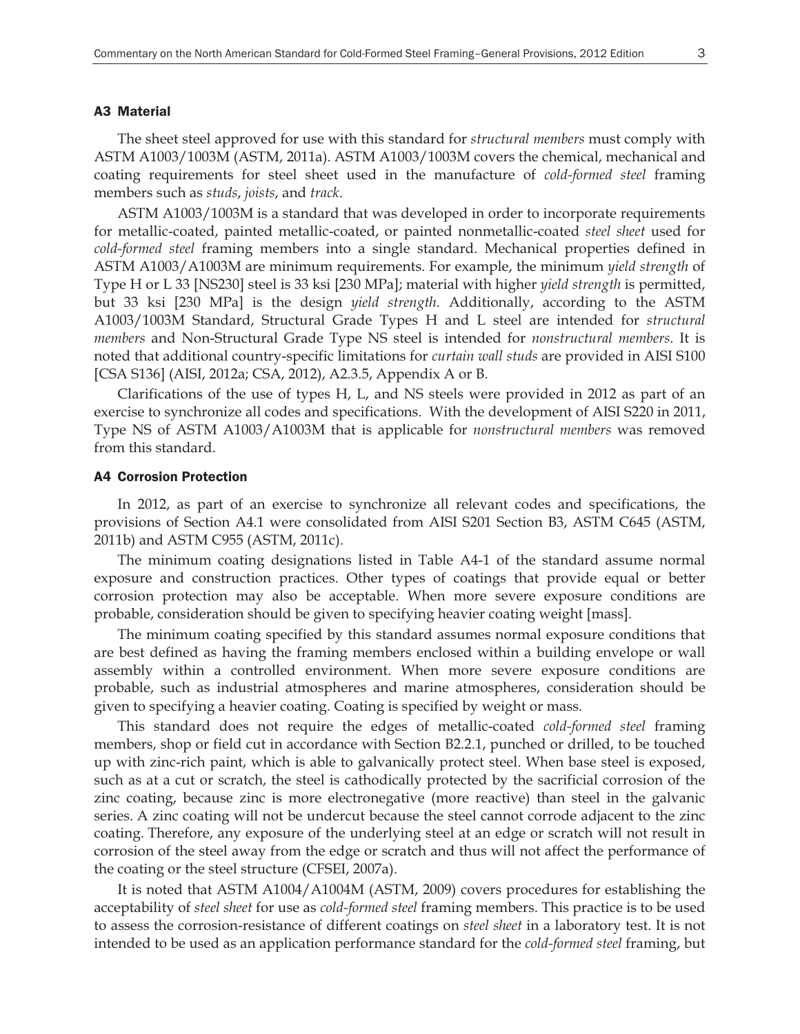## A3 Material

The sheet steel approved for use with this standard for *structural members* must comply with ASTM A1003/1003M (ASTM, 2011a). ASTM A1003/1003M covers the chemical, mechanical and coating requirements for steel sheet used in the manufacture of *cold-formed steel* framing members such as *studs*, *joists*, and *track*.

ASTM A1003/1003M is a standard that was developed in order to incorporate requirements for metallic-coated, painted metallic-coated, or painted nonmetallic-coated *steel sheet* used for *cold-formed steel* framing members into a single standard. Mechanical properties defined in ASTM A1003/A1003M are minimum requirements. For example, the minimum *yield strength* of Type H or L 33 [NS230] steel is 33 ksi [230 MPa]; material with higher *yield strength* is permitted, but 33 ksi [230 MPa] is the design *yield strength*. Additionally, according to the ASTM A1003/1003M Standard, Structural Grade Types H and L steel are intended for *structural members* and Non-Structural Grade Type NS steel is intended for *nonstructural members*. It is noted that additional country-specific limitations for *curtain wall studs* are provided in AISI S100 [CSA S136] (AISI, 2012a; CSA, 2012), A2.3.5, Appendix A or B.

Clarifications of the use of types H, L, and NS steels were provided in 2012 as part of an exercise to synchronize all codes and specifications. With the development of AISI S220 in 2011, Type NS of ASTM A1003/A1003M that is applicable for *nonstructural members* was removed from this standard.

## A4 Corrosion Protection

In 2012, as part of an exercise to synchronize all relevant codes and specifications, the provisions of Section A4.1 were consolidated from AISI S201 Section B3, ASTM C645 (ASTM, 2011b) and ASTM C955 (ASTM, 2011c).

The minimum coating designations listed in Table A4-1 of the standard assume normal exposure and construction practices. Other types of coatings that provide equal or better corrosion protection may also be acceptable. When more severe exposure conditions are probable, consideration should be given to specifying heavier coating weight [mass].

The minimum coating specified by this standard assumes normal exposure conditions that are best defined as having the framing members enclosed within a building envelope or wall assembly within a controlled environment. When more severe exposure conditions are probable, such as industrial atmospheres and marine atmospheres, consideration should be given to specifying a heavier coating. Coating is specified by weight or mass.

This standard does not require the edges of metallic-coated *cold-formed steel* framing members, shop or field cut in accordance with Section B2.2.1, punched or drilled, to be touched up with zinc-rich paint, which is able to galvanically protect steel. When base steel is exposed, such as at a cut or scratch, the steel is cathodically protected by the sacrificial corrosion of the zinc coating, because zinc is more electronegative (more reactive) than steel in the galvanic series. A zinc coating will not be undercut because the steel cannot corrode adjacent to the zinc coating. Therefore, any exposure of the underlying steel at an edge or scratch will not result in corrosion of the steel away from the edge or scratch and thus will not affect the performance of the coating or the steel structure (CFSEI, 2007a).

It is noted that ASTM A1004/A1004M (ASTM, 2009) covers procedures for establishing the acceptability of *steel sheet* for use as *cold-formed steel* framing members. This practice is to be used to assess the corrosion-resistance of different coatings on *steel sheet* in a laboratory test. It is not intended to be used as an application performance standard for the *cold-formed steel* framing, but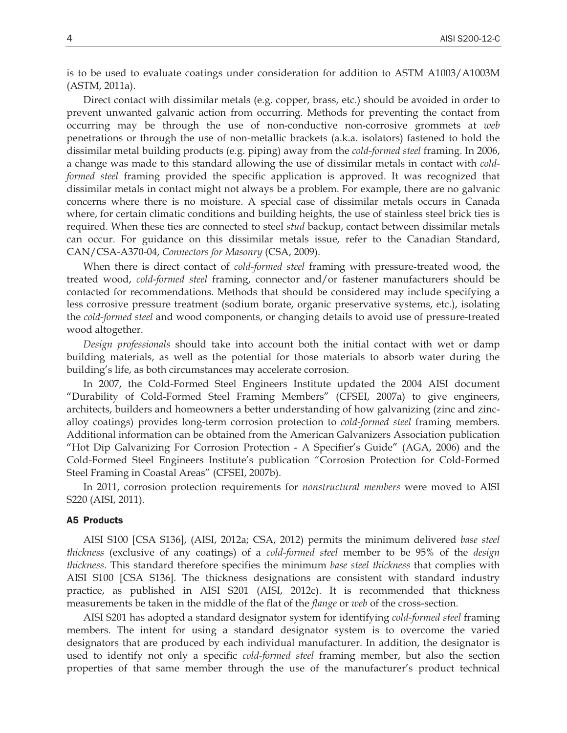is to be used to evaluate coatings under consideration for addition to ASTM A1003/A1003M (ASTM, 2011a).

Direct contact with dissimilar metals (e.g. copper, brass, etc.) should be avoided in order to prevent unwanted galvanic action from occurring. Methods for preventing the contact from occurring may be through the use of non-conductive non-corrosive grommets at *web* penetrations or through the use of non-metallic brackets (a.k.a. isolators) fastened to hold the dissimilar metal building products (e.g. piping) away from the *cold-formed steel* framing. In 2006, a change was made to this standard allowing the use of dissimilar metals in contact with *cold-formed steel* framing provided the specific application is approved. It was recognized that dissimilar metals in contact might not always be a problem. For example, there are no galvanic concerns where there is no moisture. A special case of dissimilar metals occurs in Canada where, for certain climatic conditions and building heights, the use of stainless steel brick ties is required. When these ties are connected to steel *stud* backup, contact between dissimilar metals can occur. For guidance on this dissimilar metals issue, refer to the Canadian Standard, CAN/CSA-A370-04, *Connectors for Masonry* (CSA, 2009).

When there is direct contact of *cold-formed steel* framing with pressure-treated wood, the treated wood, *cold-formed steel* framing, connector and/or fastener manufacturers should be contacted for recommendations. Methods that should be considered may include specifying a less corrosive pressure treatment (sodium borate, organic preservative systems, etc.), isolating the *cold-formed steel* and wood components, or changing details to avoid use of pressure-treated wood altogether.

*Design professionals* should take into account both the initial contact with wet or damp building materials, as well as the potential for those materials to absorb water during the building's life, as both circumstances may accelerate corrosion.

In 2007, the Cold-Formed Steel Engineers Institute updated the 2004 AISI document "Durability of Cold-Formed Steel Framing Members" (CFSEI, 2007a) to give engineers, architects, builders and homeowners a better understanding of how galvanizing (zinc and zinc-alloy coatings) provides long-term corrosion protection to *cold-formed steel* framing members. Additional information can be obtained from the American Galvanizers Association publication "Hot Dip Galvanizing For Corrosion Protection - A Specifier's Guide" (AGA, 2006) and the Cold-Formed Steel Engineers Institute's publication "Corrosion Protection for Cold-Formed Steel Framing in Coastal Areas" (CFSEI, 2007b).

In 2011, corrosion protection requirements for *nonstructural members* were moved to AISI S220 (AISI, 2011).

### A5 Products

AISI S100 [CSA S136], (AISI, 2012a; CSA, 2012) permits the minimum delivered *base steel thickness* (exclusive of any coatings) of a *cold-formed steel* member to be 95% of the *design thickness*. This standard therefore specifies the minimum *base steel thickness* that complies with AISI S100 [CSA S136]. The thickness designations are consistent with standard industry practice, as published in AISI S201 (AISI, 2012c). It is recommended that thickness measurements be taken in the middle of the flat of the *flange* or *web* of the cross-section.

AISI S201 has adopted a standard designator system for identifying *cold-formed steel* framing members. The intent for using a standard designator system is to overcome the varied designators that are produced by each individual manufacturer. In addition, the designator is used to identify not only a specific *cold-formed steel* framing member, but also the section properties of that same member through the use of the manufacturer's product technical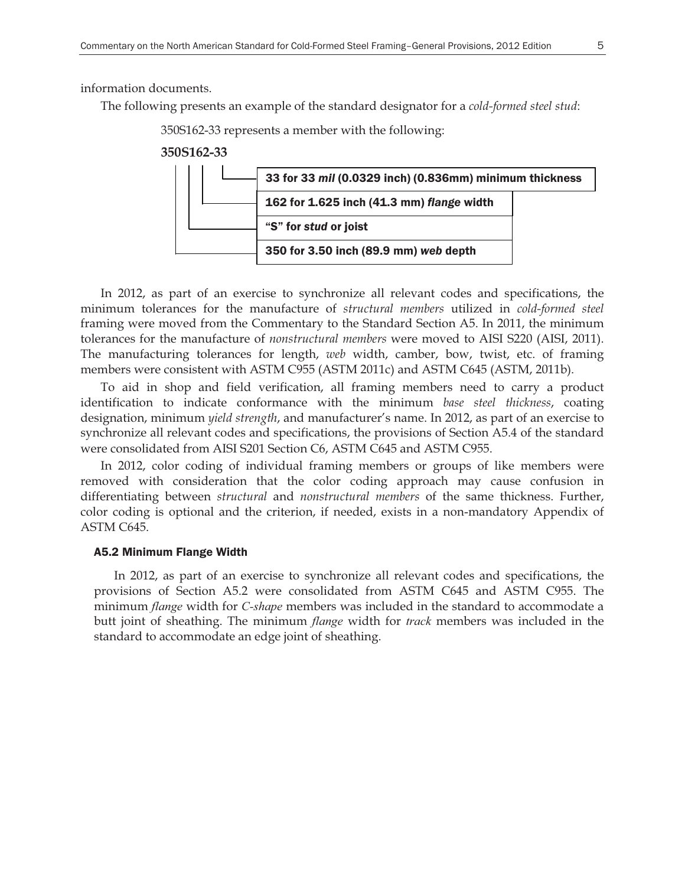information documents.

The following presents an example of the standard designator for a *cold-formed steel stud*:

350S162-33 represents a member with the following:

**350S162-33**

- 33 for 33 *mil* (0.0329 inch) (0.836mm) minimum thickness
- 162 for 1.625 inch (41.3 mm) *flange* width
- "S" for *stud* or joist
- 350 for 3.50 inch (89.9 mm) *web* depth

In 2012, as part of an exercise to synchronize all relevant codes and specifications, the minimum tolerances for the manufacture of *structural members* utilized in *cold-formed steel* framing were moved from the Commentary to the Standard Section A5. In 2011, the minimum tolerances for the manufacture of *nonstructural members* were moved to AISI S220 (AISI, 2011). The manufacturing tolerances for length, *web* width, camber, bow, twist, etc. of framing members were consistent with ASTM C955 (ASTM 2011c) and ASTM C645 (ASTM, 2011b).

To aid in shop and field verification, all framing members need to carry a product identification to indicate conformance with the minimum *base steel thickness*, coating designation, minimum *yield strength*, and manufacturer's name. In 2012, as part of an exercise to synchronize all relevant codes and specifications, the provisions of Section A5.4 of the standard were consolidated from AISI S201 Section C6, ASTM C645 and ASTM C955.

In 2012, color coding of individual framing members or groups of like members were removed with consideration that the color coding approach may cause confusion in differentiating between *structural* and *nonstructural members* of the same thickness. Further, color coding is optional and the criterion, if needed, exists in a non-mandatory Appendix of ASTM C645.

### A5.2 Minimum Flange Width

In 2012, as part of an exercise to synchronize all relevant codes and specifications, the provisions of Section A5.2 were consolidated from ASTM C645 and ASTM C955. The minimum *flange* width for *C-shape* members was included in the standard to accommodate a butt joint of sheathing. The minimum *flange* width for *track* members was included in the standard to accommodate an edge joint of sheathing.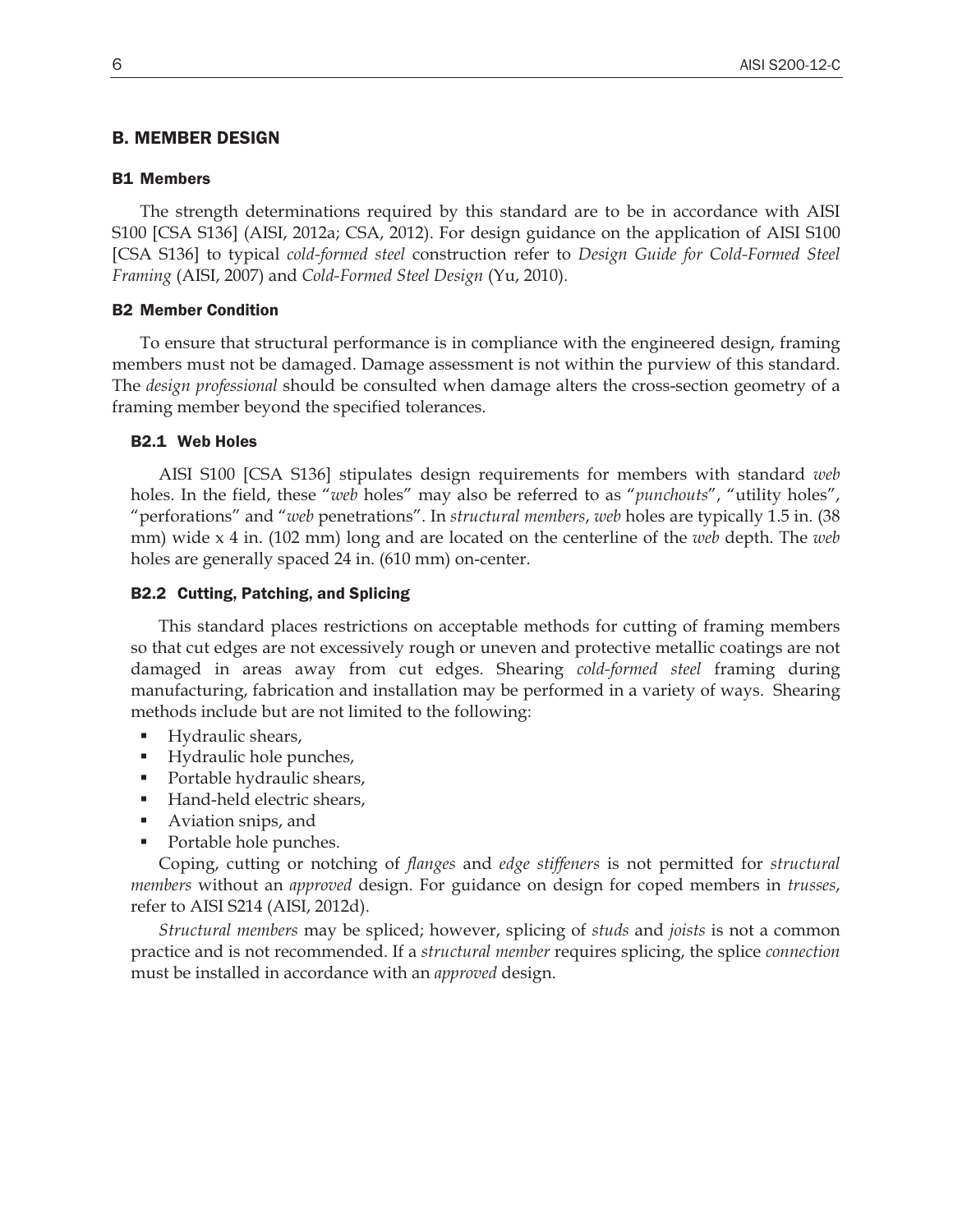## B. MEMBER DESIGN

### B1 Members

The strength determinations required by this standard are to be in accordance with AISI S100 [CSA S136] (AISI, 2012a; CSA, 2012). For design guidance on the application of AISI S100 [CSA S136] to typical *cold-formed steel* construction refer to *Design Guide for Cold-Formed Steel Framing* (AISI, 2007) and *Cold-Formed Steel Design* (Yu, 2010).

### B2 Member Condition

To ensure that structural performance is in compliance with the engineered design, framing members must not be damaged. Damage assessment is not within the purview of this standard. The *design professional* should be consulted when damage alters the cross-section geometry of a framing member beyond the specified tolerances.

#### B2.1 Web Holes

AISI S100 [CSA S136] stipulates design requirements for members with standard *web* holes. In the field, these "*web* holes" may also be referred to as "*punchouts*", "utility holes", "perforations" and "*web* penetrations". In *structural members*, *web* holes are typically 1.5 in. (38 mm) wide x 4 in. (102 mm) long and are located on the centerline of the *web* depth. The *web* holes are generally spaced 24 in. (610 mm) on-center.

#### B2.2 Cutting, Patching, and Splicing

This standard places restrictions on acceptable methods for cutting of framing members so that cut edges are not excessively rough or uneven and protective metallic coatings are not damaged in areas away from cut edges. Shearing *cold-formed steel* framing during manufacturing, fabrication and installation may be performed in a variety of ways. Shearing methods include but are not limited to the following:

- Hydraulic shears,
- Hydraulic hole punches,
- Portable hydraulic shears,
- Hand-held electric shears,
- Aviation snips, and
- Portable hole punches.

Coping, cutting or notching of *flanges* and *edge stiffeners* is not permitted for *structural members* without an *approved* design. For guidance on design for coped members in *trusses*, refer to AISI S214 (AISI, 2012d).

*Structural members* may be spliced; however, splicing of *studs* and *joists* is not a common practice and is not recommended. If a *structural member* requires splicing, the splice *connection* must be installed in accordance with an *approved* design.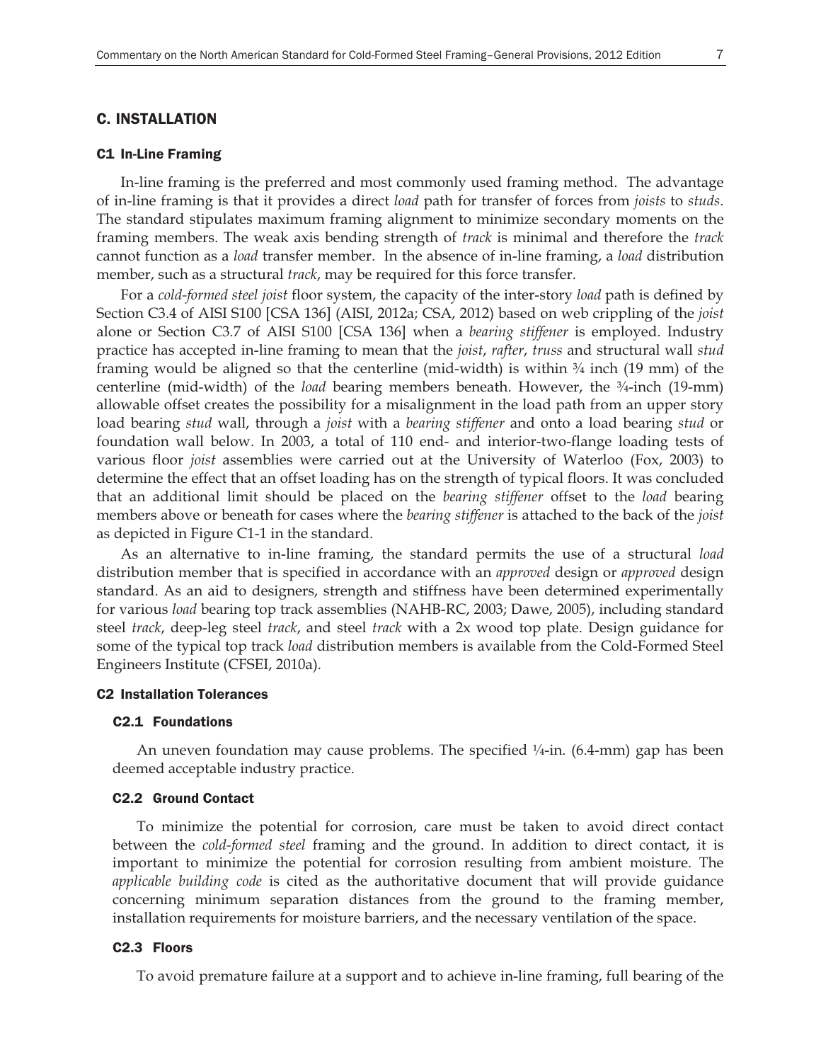## C. INSTALLATION

### C1 In-Line Framing

In-line framing is the preferred and most commonly used framing method. The advantage of in-line framing is that it provides a direct *load* path for transfer of forces from *joists* to *studs*. The standard stipulates maximum framing alignment to minimize secondary moments on the framing members. The weak axis bending strength of *track* is minimal and therefore the *track* cannot function as a *load* transfer member. In the absence of in-line framing, a *load* distribution member, such as a structural *track*, may be required for this force transfer.

For a *cold-formed steel joist* floor system, the capacity of the inter-story *load* path is defined by Section C3.4 of AISI S100 [CSA 136] (AISI, 2012a; CSA, 2012) based on web crippling of the *joist* alone or Section C3.7 of AISI S100 [CSA 136] when a *bearing stiffener* is employed. Industry practice has accepted in-line framing to mean that the *joist*, *rafter*, *truss* and structural wall *stud* framing would be aligned so that the centerline (mid-width) is within ¾ inch (19 mm) of the centerline (mid-width) of the *load* bearing members beneath. However, the ¾-inch (19-mm) allowable offset creates the possibility for a misalignment in the load path from an upper story load bearing *stud* wall, through a *joist* with a *bearing stiffener* and onto a load bearing *stud* or foundation wall below. In 2003, a total of 110 end- and interior-two-flange loading tests of various floor *joist* assemblies were carried out at the University of Waterloo (Fox, 2003) to determine the effect that an offset loading has on the strength of typical floors. It was concluded that an additional limit should be placed on the *bearing stiffener* offset to the *load* bearing members above or beneath for cases where the *bearing stiffener* is attached to the back of the *joist* as depicted in Figure C1-1 in the standard.

As an alternative to in-line framing, the standard permits the use of a structural *load* distribution member that is specified in accordance with an *approved* design or *approved* design standard. As an aid to designers, strength and stiffness have been determined experimentally for various *load* bearing top track assemblies (NAHB-RC, 2003; Dawe, 2005), including standard steel *track*, deep-leg steel *track*, and steel *track* with a 2x wood top plate. Design guidance for some of the typical top track *load* distribution members is available from the Cold-Formed Steel Engineers Institute (CFSEI, 2010a).

### C2 Installation Tolerances

#### C2.1 Foundations

An uneven foundation may cause problems. The specified ¼-in. (6.4-mm) gap has been deemed acceptable industry practice.

#### C2.2 Ground Contact

To minimize the potential for corrosion, care must be taken to avoid direct contact between the *cold-formed steel* framing and the ground. In addition to direct contact, it is important to minimize the potential for corrosion resulting from ambient moisture. The *applicable building code* is cited as the authoritative document that will provide guidance concerning minimum separation distances from the ground to the framing member, installation requirements for moisture barriers, and the necessary ventilation of the space.

#### C2.3 Floors

To avoid premature failure at a support and to achieve in-line framing, full bearing of the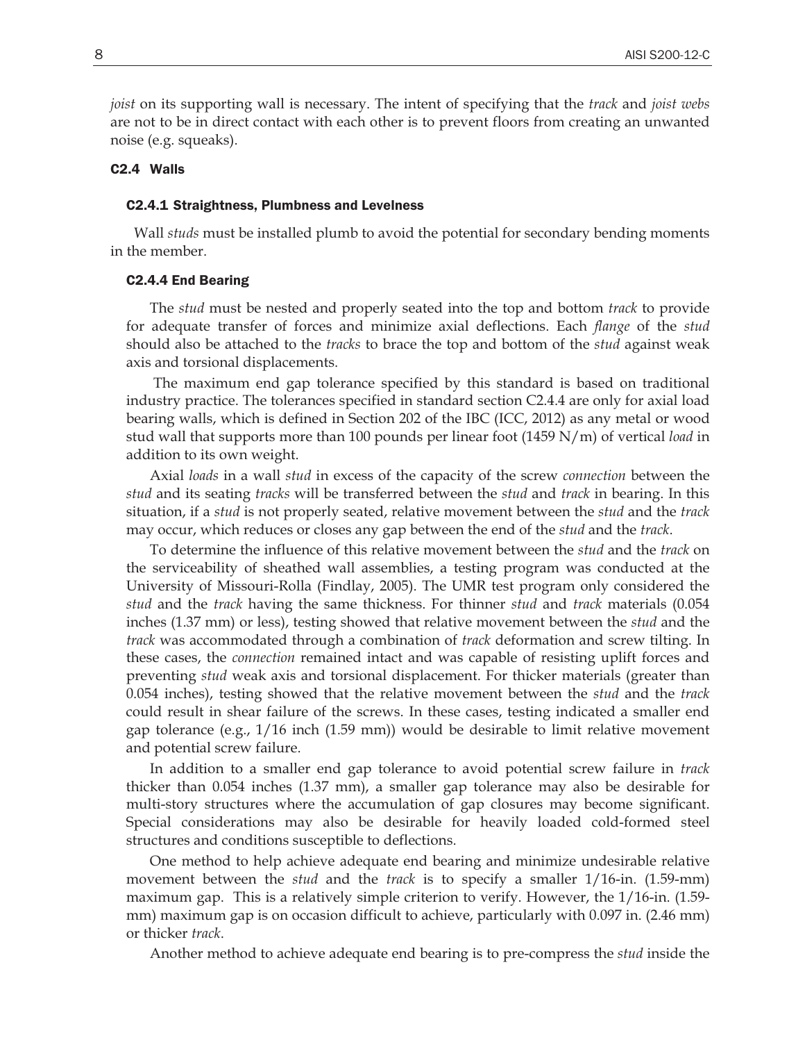*joist* on its supporting wall is necessary. The intent of specifying that the *track* and *joist webs* are not to be in direct contact with each other is to prevent floors from creating an unwanted noise (e.g. squeaks).

## C2.4 Walls

### C2.4.1 Straightness, Plumbness and Levelness

Wall *studs* must be installed plumb to avoid the potential for secondary bending moments in the member.

### C2.4.4 End Bearing

The *stud* must be nested and properly seated into the top and bottom *track* to provide for adequate transfer of forces and minimize axial deflections. Each *flange* of the *stud* should also be attached to the *tracks* to brace the top and bottom of the *stud* against weak axis and torsional displacements.

The maximum end gap tolerance specified by this standard is based on traditional industry practice. The tolerances specified in standard section C2.4.4 are only for axial load bearing walls, which is defined in Section 202 of the IBC (ICC, 2012) as any metal or wood stud wall that supports more than 100 pounds per linear foot (1459 N/m) of vertical *load* in addition to its own weight.

Axial *loads* in a wall *stud* in excess of the capacity of the screw *connection* between the *stud* and its seating *tracks* will be transferred between the *stud* and *track* in bearing. In this situation, if a *stud* is not properly seated, relative movement between the *stud* and the *track* may occur, which reduces or closes any gap between the end of the *stud* and the *track*.

To determine the influence of this relative movement between the *stud* and the *track* on the serviceability of sheathed wall assemblies, a testing program was conducted at the University of Missouri-Rolla (Findlay, 2005). The UMR test program only considered the *stud* and the *track* having the same thickness. For thinner *stud* and *track* materials (0.054 inches (1.37 mm) or less), testing showed that relative movement between the *stud* and the *track* was accommodated through a combination of *track* deformation and screw tilting. In these cases, the *connection* remained intact and was capable of resisting uplift forces and preventing *stud* weak axis and torsional displacement. For thicker materials (greater than 0.054 inches), testing showed that the relative movement between the *stud* and the *track* could result in shear failure of the screws. In these cases, testing indicated a smaller end gap tolerance (e.g., 1/16 inch (1.59 mm)) would be desirable to limit relative movement and potential screw failure.

In addition to a smaller end gap tolerance to avoid potential screw failure in *track* thicker than 0.054 inches (1.37 mm), a smaller gap tolerance may also be desirable for multi-story structures where the accumulation of gap closures may become significant. Special considerations may also be desirable for heavily loaded cold-formed steel structures and conditions susceptible to deflections.

One method to help achieve adequate end bearing and minimize undesirable relative movement between the *stud* and the *track* is to specify a smaller 1/16-in. (1.59-mm) maximum gap. This is a relatively simple criterion to verify. However, the 1/16-in. (1.59-mm) maximum gap is on occasion difficult to achieve, particularly with 0.097 in. (2.46 mm) or thicker *track*.

Another method to achieve adequate end bearing is to pre-compress the *stud* inside the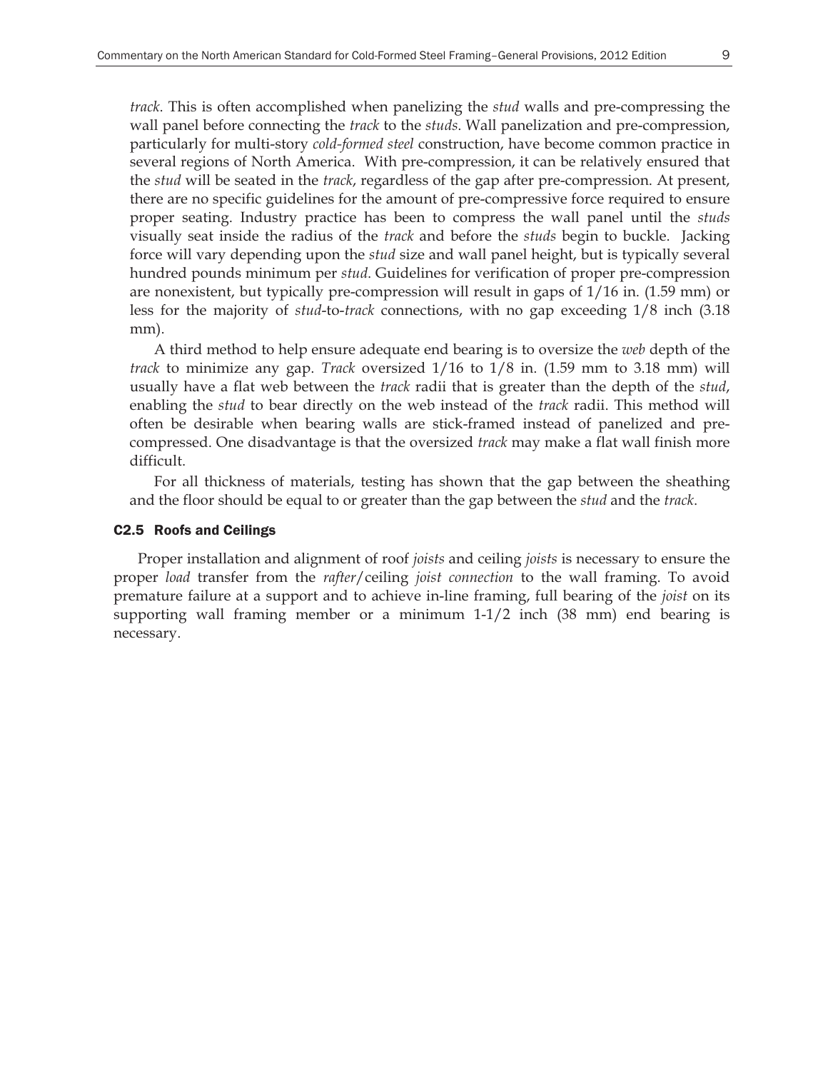*track*. This is often accomplished when panelizing the *stud* walls and pre-compressing the wall panel before connecting the *track* to the *studs*. Wall panelization and pre-compression, particularly for multi-story *cold-formed steel* construction, have become common practice in several regions of North America. With pre-compression, it can be relatively ensured that the *stud* will be seated in the *track*, regardless of the gap after pre-compression. At present, there are no specific guidelines for the amount of pre-compressive force required to ensure proper seating. Industry practice has been to compress the wall panel until the *studs* visually seat inside the radius of the *track* and before the *studs* begin to buckle. Jacking force will vary depending upon the *stud* size and wall panel height, but is typically several hundred pounds minimum per *stud*. Guidelines for verification of proper pre-compression are nonexistent, but typically pre-compression will result in gaps of 1/16 in. (1.59 mm) or less for the majority of *stud*-to-*track* connections, with no gap exceeding 1/8 inch (3.18 mm).

A third method to help ensure adequate end bearing is to oversize the *web* depth of the *track* to minimize any gap. *Track* oversized 1/16 to 1/8 in. (1.59 mm to 3.18 mm) will usually have a flat web between the *track* radii that is greater than the depth of the *stud*, enabling the *stud* to bear directly on the web instead of the *track* radii. This method will often be desirable when bearing walls are stick-framed instead of panelized and pre-compressed. One disadvantage is that the oversized *track* may make a flat wall finish more difficult.

For all thickness of materials, testing has shown that the gap between the sheathing and the floor should be equal to or greater than the gap between the *stud* and the *track*.

## C2.5 Roofs and Ceilings

Proper installation and alignment of roof *joists* and ceiling *joists* is necessary to ensure the proper *load* transfer from the *rafter*/ceiling *joist connection* to the wall framing. To avoid premature failure at a support and to achieve in-line framing, full bearing of the *joist* on its supporting wall framing member or a minimum 1-1/2 inch (38 mm) end bearing is necessary.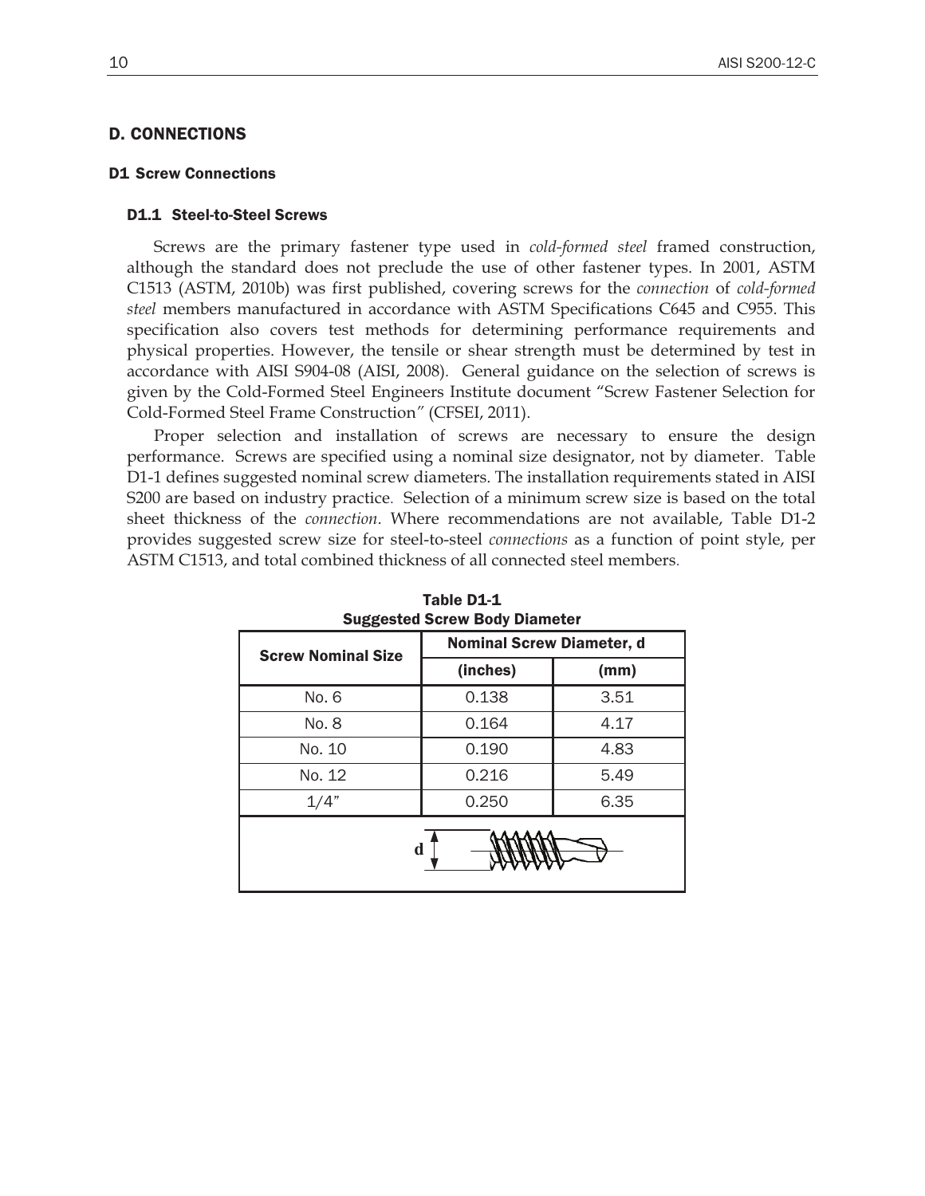# D. CONNECTIONS

## D1 Screw Connections

### D1.1 Steel-to-Steel Screws

Screws are the primary fastener type used in *cold-formed steel* framed construction, although the standard does not preclude the use of other fastener types. In 2001, ASTM C1513 (ASTM, 2010b) was first published, covering screws for the *connection* of *cold-formed steel* members manufactured in accordance with ASTM Specifications C645 and C955. This specification also covers test methods for determining performance requirements and physical properties. However, the tensile or shear strength must be determined by test in accordance with AISI S904-08 (AISI, 2008). General guidance on the selection of screws is given by the Cold-Formed Steel Engineers Institute document "Screw Fastener Selection for Cold-Formed Steel Frame Construction" (CFSEI, 2011).

Proper selection and installation of screws are necessary to ensure the design performance. Screws are specified using a nominal size designator, not by diameter. Table D1-1 defines suggested nominal screw diameters. The installation requirements stated in AISI S200 are based on industry practice. Selection of a minimum screw size is based on the total sheet thickness of the *connection*. Where recommendations are not available, Table D1-2 provides suggested screw size for steel-to-steel *connections* as a function of point style, per ASTM C1513, and total combined thickness of all connected steel members.

**Table D1-1**
**Suggested Screw Body Diameter**

| Screw Nominal Size | Nominal Screw Diameter, d | |
|---|---|---|
| | (inches) | (mm) |
| No. 6 | 0.138 | 3.51 |
| No. 8 | 0.164 | 4.17 |
| No. 10 | 0.190 | 4.83 |
| No. 12 | 0.216 | 5.49 |
| 1/4" | 0.250 | 6.35 |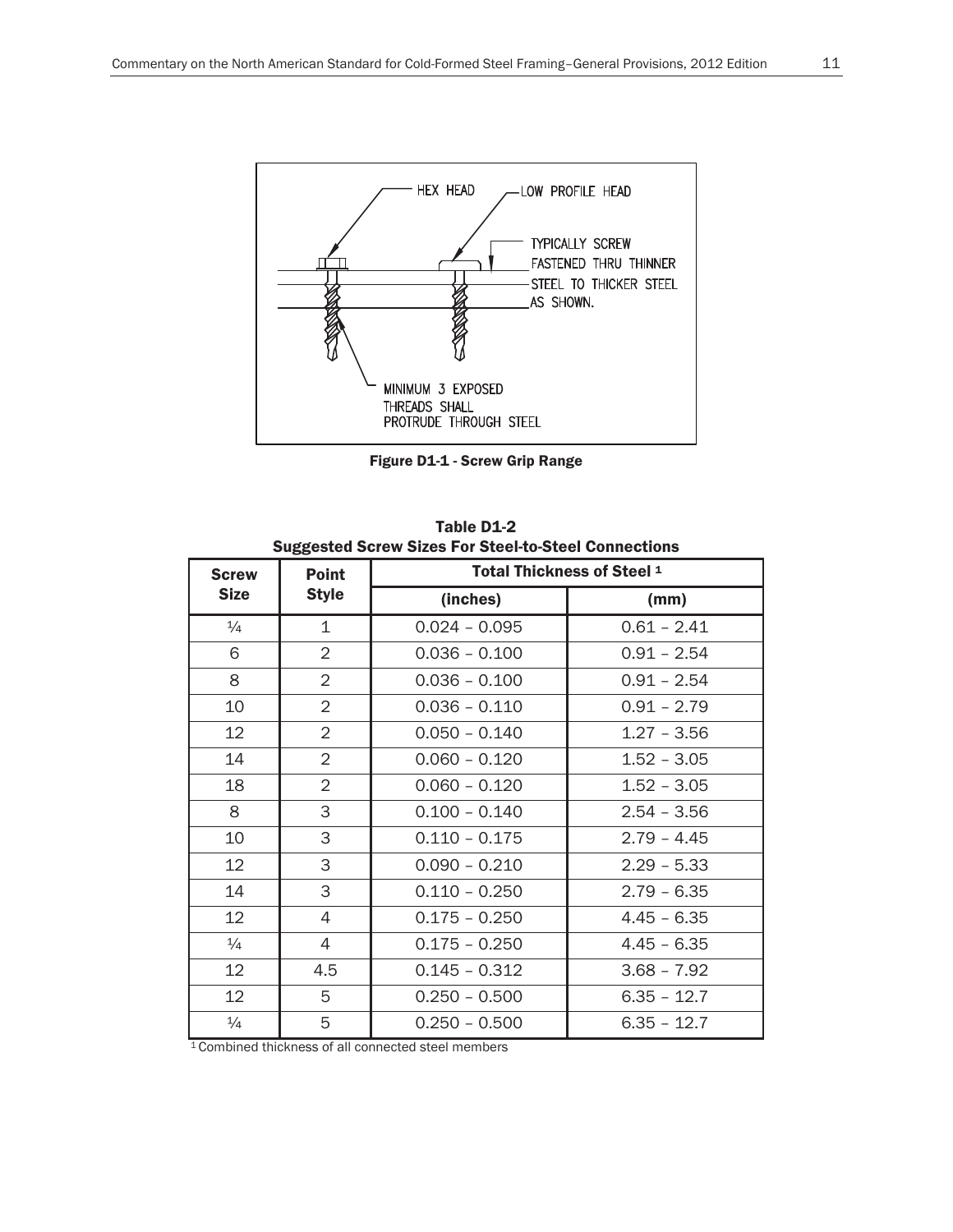HEX HEAD

LOW PROFILE HEAD

TYPICALLY SCREW FASTENED THRU THINNER STEEL TO THICKER STEEL AS SHOWN.

MINIMUM 3 EXPOSED THREADS SHALL PROTRUDE THROUGH STEEL

**Figure D1-1 - Screw Grip Range**

**Table D1-2**
**Suggested Screw Sizes For Steel-to-Steel Connections**

| Screw Size | Point Style | Total Thickness of Steel [1] | |
|---|---|---|---|
| | | (inches) | (mm) |
| ¼ | 1 | 0.024 – 0.095 | 0.61 – 2.41 |
| 6 | 2 | 0.036 – 0.100 | 0.91 – 2.54 |
| 8 | 2 | 0.036 – 0.100 | 0.91 – 2.54 |
| 10 | 2 | 0.036 – 0.110 | 0.91 – 2.79 |
| 12 | 2 | 0.050 – 0.140 | 1.27 – 3.56 |
| 14 | 2 | 0.060 – 0.120 | 1.52 – 3.05 |
| 18 | 2 | 0.060 – 0.120 | 1.52 – 3.05 |
| 8 | 3 | 0.100 – 0.140 | 2.54 – 3.56 |
| 10 | 3 | 0.110 – 0.175 | 2.79 – 4.45 |
| 12 | 3 | 0.090 – 0.210 | 2.29 – 5.33 |
| 14 | 3 | 0.110 – 0.250 | 2.79 – 6.35 |
| 12 | 4 | 0.175 – 0.250 | 4.45 – 6.35 |
| ¼ | 4 | 0.175 – 0.250 | 4.45 – 6.35 |
| 12 | 4.5 | 0.145 – 0.312 | 3.68 – 7.92 |
| 12 | 5 | 0.250 – 0.500 | 6.35 – 12.7 |
| ¼ | 5 | 0.250 – 0.500 | 6.35 – 12.7 |

[1] Combined thickness of all connected steel members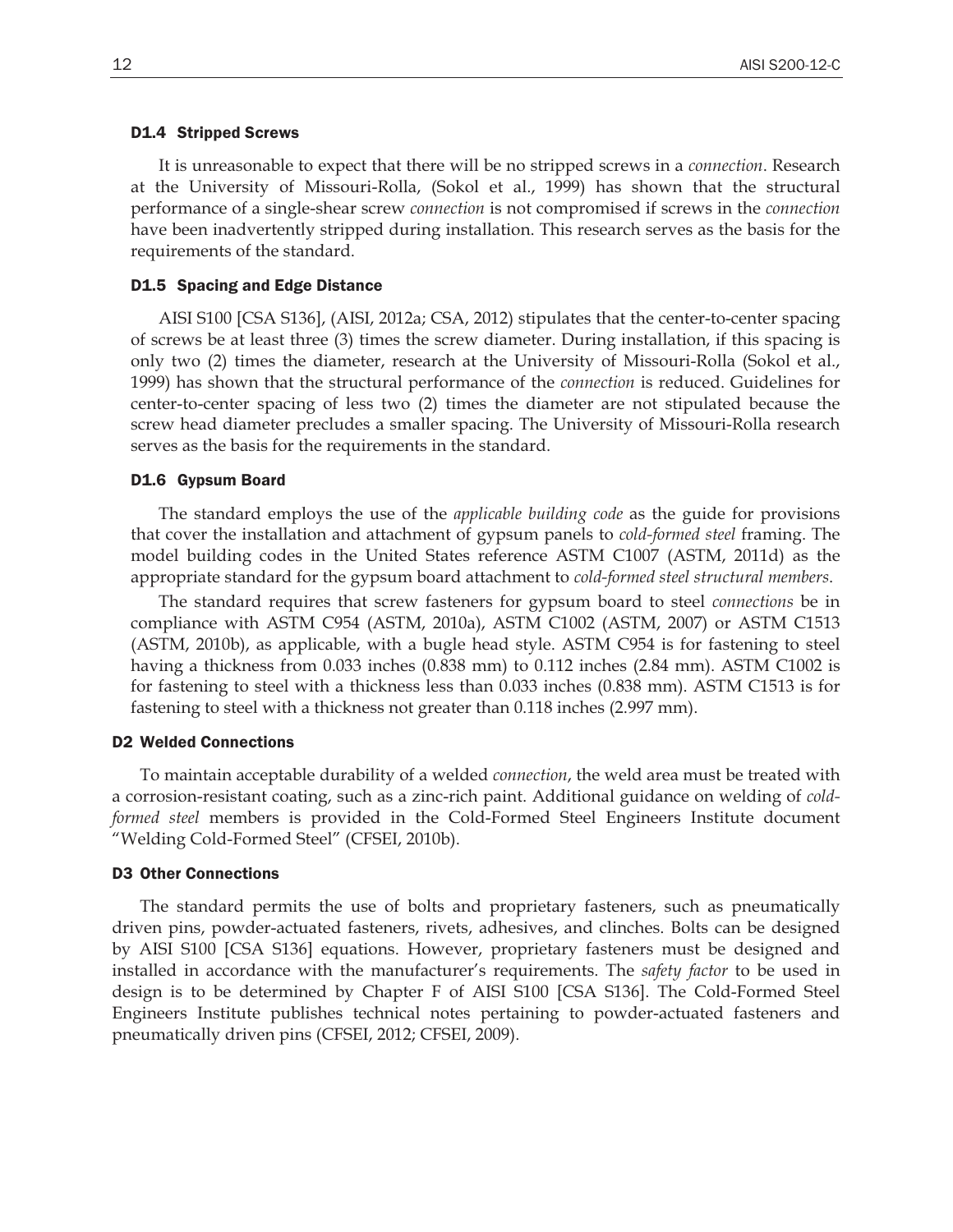### D1.4 Stripped Screws

It is unreasonable to expect that there will be no stripped screws in a *connection*. Research at the University of Missouri-Rolla, (Sokol et al., 1999) has shown that the structural performance of a single-shear screw *connection* is not compromised if screws in the *connection* have been inadvertently stripped during installation. This research serves as the basis for the requirements of the standard.

### D1.5 Spacing and Edge Distance

AISI S100 [CSA S136], (AISI, 2012a; CSA, 2012) stipulates that the center-to-center spacing of screws be at least three (3) times the screw diameter. During installation, if this spacing is only two (2) times the diameter, research at the University of Missouri-Rolla (Sokol et al., 1999) has shown that the structural performance of the *connection* is reduced. Guidelines for center-to-center spacing of less two (2) times the diameter are not stipulated because the screw head diameter precludes a smaller spacing. The University of Missouri-Rolla research serves as the basis for the requirements in the standard.

### D1.6 Gypsum Board

The standard employs the use of the *applicable building code* as the guide for provisions that cover the installation and attachment of gypsum panels to *cold-formed steel* framing. The model building codes in the United States reference ASTM C1007 (ASTM, 2011d) as the appropriate standard for the gypsum board attachment to *cold-formed steel structural members*.

The standard requires that screw fasteners for gypsum board to steel *connections* be in compliance with ASTM C954 (ASTM, 2010a), ASTM C1002 (ASTM, 2007) or ASTM C1513 (ASTM, 2010b), as applicable, with a bugle head style. ASTM C954 is for fastening to steel having a thickness from 0.033 inches (0.838 mm) to 0.112 inches (2.84 mm). ASTM C1002 is for fastening to steel with a thickness less than 0.033 inches (0.838 mm). ASTM C1513 is for fastening to steel with a thickness not greater than 0.118 inches (2.997 mm).

## D2 Welded Connections

To maintain acceptable durability of a welded *connection*, the weld area must be treated with a corrosion-resistant coating, such as a zinc-rich paint. Additional guidance on welding of *cold-formed steel* members is provided in the Cold-Formed Steel Engineers Institute document "Welding Cold-Formed Steel" (CFSEI, 2010b).

## D3 Other Connections

The standard permits the use of bolts and proprietary fasteners, such as pneumatically driven pins, powder-actuated fasteners, rivets, adhesives, and clinches. Bolts can be designed by AISI S100 [CSA S136] equations. However, proprietary fasteners must be designed and installed in accordance with the manufacturer's requirements. The *safety factor* to be used in design is to be determined by Chapter F of AISI S100 [CSA S136]. The Cold-Formed Steel Engineers Institute publishes technical notes pertaining to powder-actuated fasteners and pneumatically driven pins (CFSEI, 2012; CFSEI, 2009).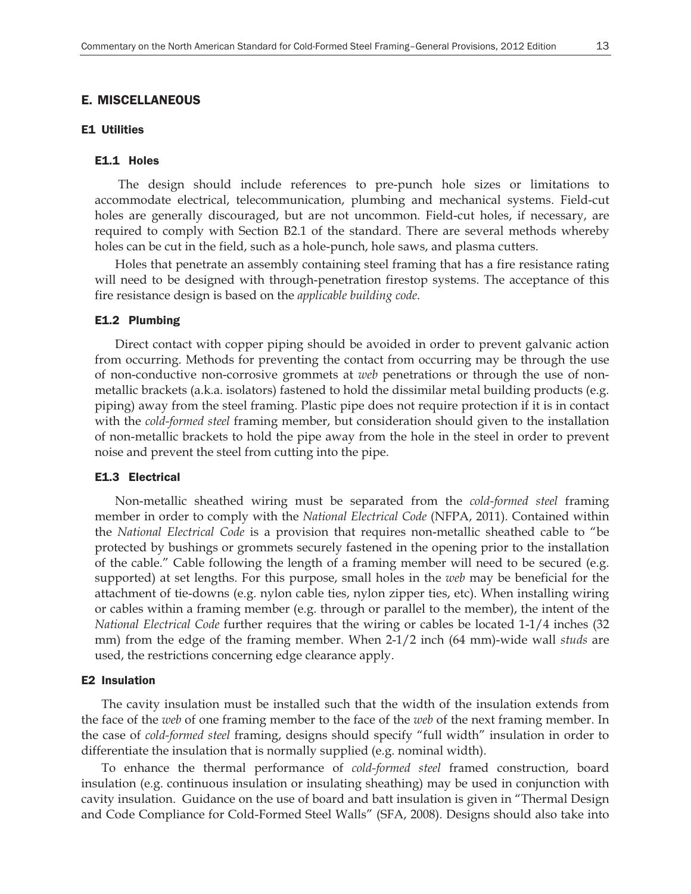## E. MISCELLANEOUS

### E1 Utilities

#### E1.1 Holes

The design should include references to pre-punch hole sizes or limitations to accommodate electrical, telecommunication, plumbing and mechanical systems. Field-cut holes are generally discouraged, but are not uncommon. Field-cut holes, if necessary, are required to comply with Section B2.1 of the standard. There are several methods whereby holes can be cut in the field, such as a hole-punch, hole saws, and plasma cutters.

Holes that penetrate an assembly containing steel framing that has a fire resistance rating will need to be designed with through-penetration firestop systems. The acceptance of this fire resistance design is based on the *applicable building code*.

#### E1.2 Plumbing

Direct contact with copper piping should be avoided in order to prevent galvanic action from occurring. Methods for preventing the contact from occurring may be through the use of non-conductive non-corrosive grommets at *web* penetrations or through the use of non-metallic brackets (a.k.a. isolators) fastened to hold the dissimilar metal building products (e.g. piping) away from the steel framing. Plastic pipe does not require protection if it is in contact with the *cold-formed steel* framing member, but consideration should given to the installation of non-metallic brackets to hold the pipe away from the hole in the steel in order to prevent noise and prevent the steel from cutting into the pipe.

#### E1.3 Electrical

Non-metallic sheathed wiring must be separated from the *cold-formed steel* framing member in order to comply with the *National Electrical Code* (NFPA, 2011). Contained within the *National Electrical Code* is a provision that requires non-metallic sheathed cable to "be protected by bushings or grommets securely fastened in the opening prior to the installation of the cable." Cable following the length of a framing member will need to be secured (e.g. supported) at set lengths. For this purpose, small holes in the *web* may be beneficial for the attachment of tie-downs (e.g. nylon cable ties, nylon zipper ties, etc). When installing wiring or cables within a framing member (e.g. through or parallel to the member), the intent of the *National Electrical Code* further requires that the wiring or cables be located 1-1/4 inches (32 mm) from the edge of the framing member. When 2-1/2 inch (64 mm)-wide wall *studs* are used, the restrictions concerning edge clearance apply.

### E2 Insulation

The cavity insulation must be installed such that the width of the insulation extends from the face of the *web* of one framing member to the face of the *web* of the next framing member. In the case of *cold-formed steel* framing, designs should specify "full width" insulation in order to differentiate the insulation that is normally supplied (e.g. nominal width).

To enhance the thermal performance of *cold-formed steel* framed construction, board insulation (e.g. continuous insulation or insulating sheathing) may be used in conjunction with cavity insulation. Guidance on the use of board and batt insulation is given in "Thermal Design and Code Compliance for Cold-Formed Steel Walls" (SFA, 2008). Designs should also take into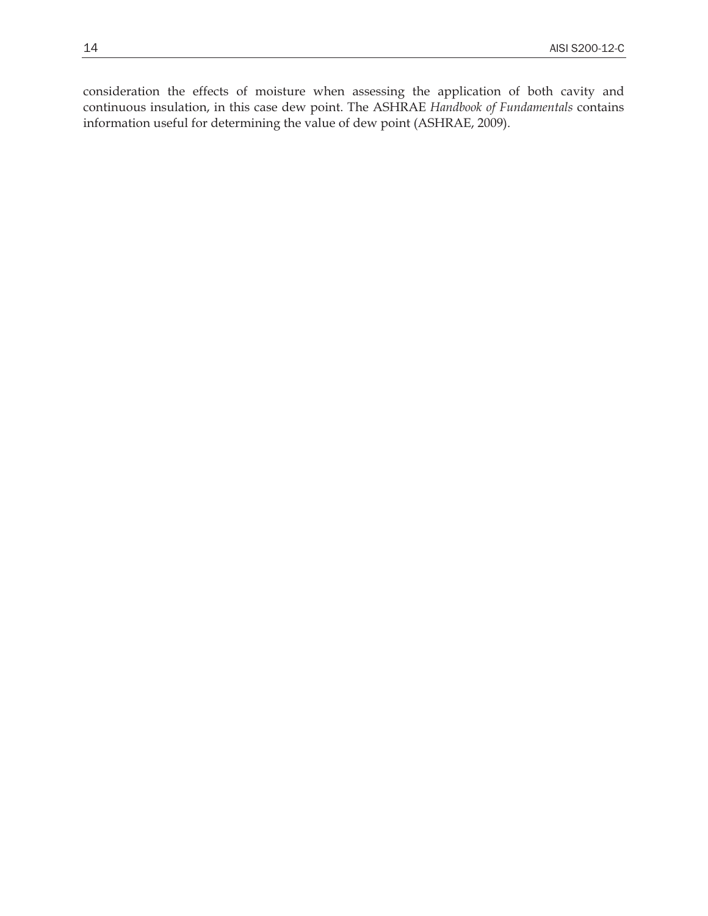consideration the effects of moisture when assessing the application of both cavity and continuous insulation, in this case dew point. The ASHRAE *Handbook of Fundamentals* contains information useful for determining the value of dew point (ASHRAE, 2009).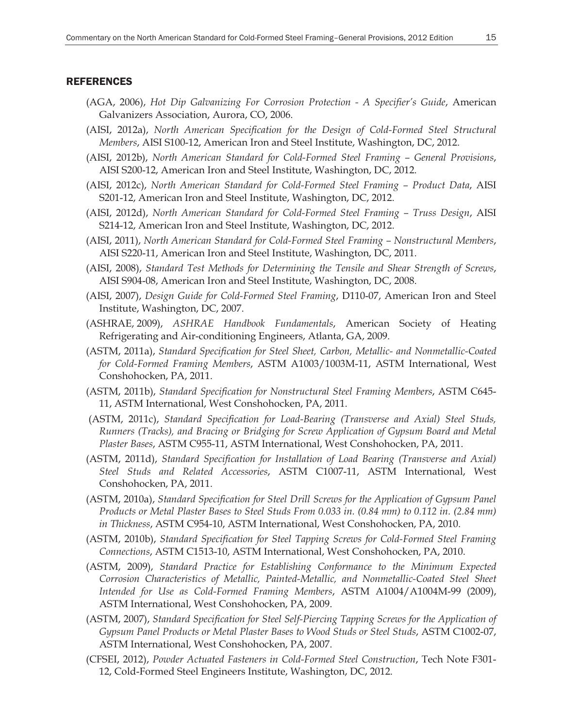## REFERENCES

(AGA, 2006), *Hot Dip Galvanizing For Corrosion Protection - A Specifier's Guide*, American Galvanizers Association, Aurora, CO, 2006.

(AISI, 2012a), *North American Specification for the Design of Cold-Formed Steel Structural Members*, AISI S100-12, American Iron and Steel Institute, Washington, DC, 2012.

(AISI, 2012b), *North American Standard for Cold-Formed Steel Framing – General Provisions*, AISI S200-12, American Iron and Steel Institute, Washington, DC, 2012.

(AISI, 2012c), *North American Standard for Cold-Formed Steel Framing – Product Data*, AISI S201-12, American Iron and Steel Institute, Washington, DC, 2012.

(AISI, 2012d), *North American Standard for Cold-Formed Steel Framing – Truss Design*, AISI S214-12, American Iron and Steel Institute, Washington, DC, 2012.

(AISI, 2011), *North American Standard for Cold-Formed Steel Framing – Nonstructural Members*, AISI S220-11, American Iron and Steel Institute, Washington, DC, 2011.

(AISI, 2008), *Standard Test Methods for Determining the Tensile and Shear Strength of Screws*, AISI S904-08, American Iron and Steel Institute, Washington, DC, 2008.

(AISI, 2007), *Design Guide for Cold-Formed Steel Framing*, D110-07, American Iron and Steel Institute, Washington, DC, 2007.

(ASHRAE, 2009), *ASHRAE Handbook Fundamentals*, American Society of Heating Refrigerating and Air-conditioning Engineers, Atlanta, GA, 2009.

(ASTM, 2011a), *Standard Specification for Steel Sheet, Carbon, Metallic- and Nonmetallic-Coated for Cold-Formed Framing Members*, ASTM A1003/1003M-11, ASTM International, West Conshohocken, PA, 2011.

(ASTM, 2011b), *Standard Specification for Nonstructural Steel Framing Members*, ASTM C645-11, ASTM International, West Conshohocken, PA, 2011.

(ASTM, 2011c), *Standard Specification for Load-Bearing (Transverse and Axial) Steel Studs, Runners (Tracks), and Bracing or Bridging for Screw Application of Gypsum Board and Metal Plaster Bases*, ASTM C955-11, ASTM International, West Conshohocken, PA, 2011.

(ASTM, 2011d), *Standard Specification for Installation of Load Bearing (Transverse and Axial) Steel Studs and Related Accessories*, ASTM C1007-11, ASTM International, West Conshohocken, PA, 2011.

(ASTM, 2010a), *Standard Specification for Steel Drill Screws for the Application of Gypsum Panel Products or Metal Plaster Bases to Steel Studs From 0.033 in. (0.84 mm) to 0.112 in. (2.84 mm) in Thickness*, ASTM C954-10, ASTM International, West Conshohocken, PA, 2010.

(ASTM, 2010b), *Standard Specification for Steel Tapping Screws for Cold-Formed Steel Framing Connections*, ASTM C1513-10, ASTM International, West Conshohocken, PA, 2010.

(ASTM, 2009), *Standard Practice for Establishing Conformance to the Minimum Expected Corrosion Characteristics of Metallic, Painted-Metallic, and Nonmetallic-Coated Steel Sheet Intended for Use as Cold-Formed Framing Members*, ASTM A1004/A1004M-99 (2009), ASTM International, West Conshohocken, PA, 2009.

(ASTM, 2007), *Standard Specification for Steel Self-Piercing Tapping Screws for the Application of Gypsum Panel Products or Metal Plaster Bases to Wood Studs or Steel Studs*, ASTM C1002-07, ASTM International, West Conshohocken, PA, 2007.

(CFSEI, 2012), *Powder Actuated Fasteners in Cold-Formed Steel Construction*, Tech Note F301-12, Cold-Formed Steel Engineers Institute, Washington, DC, 2012.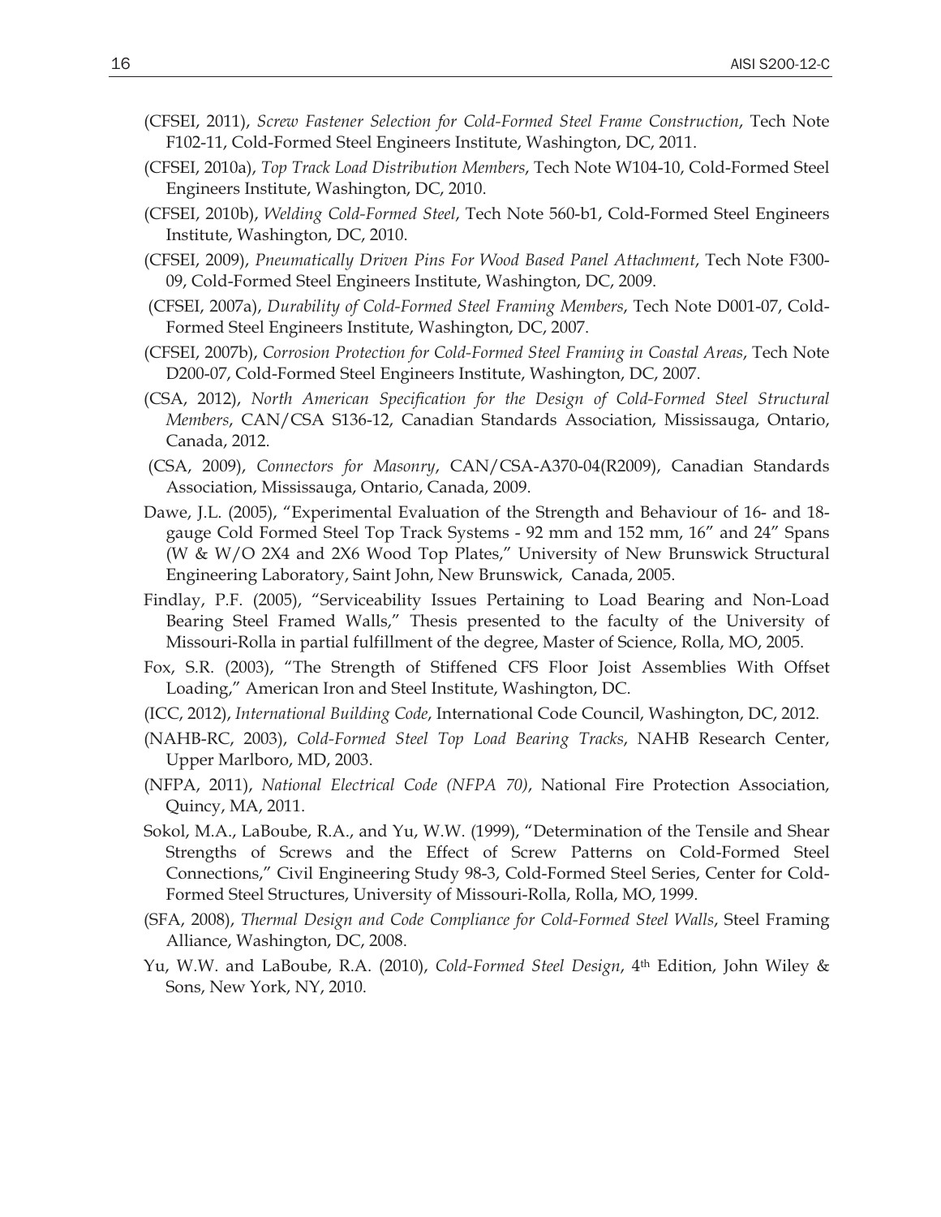(CFSEI, 2011), *Screw Fastener Selection for Cold-Formed Steel Frame Construction*, Tech Note F102-11, Cold-Formed Steel Engineers Institute, Washington, DC, 2011.

(CFSEI, 2010a), *Top Track Load Distribution Members*, Tech Note W104-10, Cold-Formed Steel Engineers Institute, Washington, DC, 2010.

(CFSEI, 2010b), *Welding Cold-Formed Steel*, Tech Note 560-b1, Cold-Formed Steel Engineers Institute, Washington, DC, 2010.

(CFSEI, 2009), *Pneumatically Driven Pins For Wood Based Panel Attachment*, Tech Note F300-09, Cold-Formed Steel Engineers Institute, Washington, DC, 2009.

(CFSEI, 2007a), *Durability of Cold-Formed Steel Framing Members*, Tech Note D001-07, Cold-Formed Steel Engineers Institute, Washington, DC, 2007.

(CFSEI, 2007b), *Corrosion Protection for Cold-Formed Steel Framing in Coastal Areas*, Tech Note D200-07, Cold-Formed Steel Engineers Institute, Washington, DC, 2007.

(CSA, 2012), *North American Specification for the Design of Cold-Formed Steel Structural Members*, CAN/CSA S136-12, Canadian Standards Association, Mississauga, Ontario, Canada, 2012.

(CSA, 2009), *Connectors for Masonry*, CAN/CSA-A370-04(R2009), Canadian Standards Association, Mississauga, Ontario, Canada, 2009.

Dawe, J.L. (2005), "Experimental Evaluation of the Strength and Behaviour of 16- and 18-gauge Cold Formed Steel Top Track Systems - 92 mm and 152 mm, 16" and 24" Spans (W & W/O 2X4 and 2X6 Wood Top Plates," University of New Brunswick Structural Engineering Laboratory, Saint John, New Brunswick, Canada, 2005.

Findlay, P.F. (2005), "Serviceability Issues Pertaining to Load Bearing and Non-Load Bearing Steel Framed Walls," Thesis presented to the faculty of the University of Missouri-Rolla in partial fulfillment of the degree, Master of Science, Rolla, MO, 2005.

Fox, S.R. (2003), "The Strength of Stiffened CFS Floor Joist Assemblies With Offset Loading," American Iron and Steel Institute, Washington, DC.

(ICC, 2012), *International Building Code*, International Code Council, Washington, DC, 2012.

(NAHB-RC, 2003), *Cold-Formed Steel Top Load Bearing Tracks*, NAHB Research Center, Upper Marlboro, MD, 2003.

(NFPA, 2011), *National Electrical Code (NFPA 70)*, National Fire Protection Association, Quincy, MA, 2011.

Sokol, M.A., LaBoube, R.A., and Yu, W.W. (1999), "Determination of the Tensile and Shear Strengths of Screws and the Effect of Screw Patterns on Cold-Formed Steel Connections," Civil Engineering Study 98-3, Cold-Formed Steel Series, Center for Cold-Formed Steel Structures, University of Missouri-Rolla, Rolla, MO, 1999.

(SFA, 2008), *Thermal Design and Code Compliance for Cold-Formed Steel Walls*, Steel Framing Alliance, Washington, DC, 2008.

Yu, W.W. and LaBoube, R.A. (2010), *Cold-Formed Steel Design*, 4th Edition, John Wiley & Sons, New York, NY, 2010.